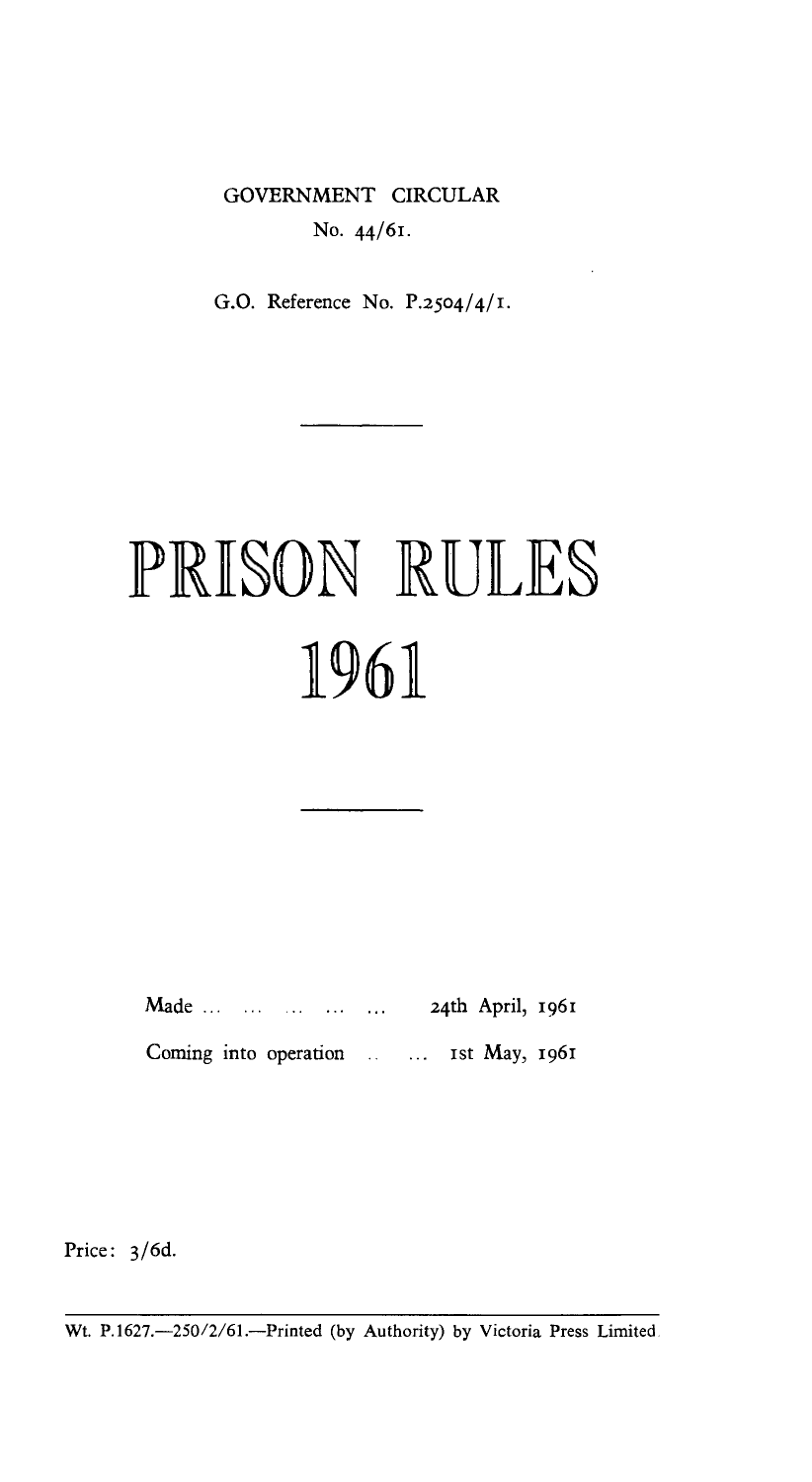GOVERNMENT CIRCULAR

No. 44/61.

G.O. Reference No. P.2504/4/1.

---

# PRISON RULES 1961

---

Made ... ... ... ... ... 24th April, 1961

Coming into operation .. ... 1st May, 1961

Price: 3/6d.

---

Wt. P.1627.—250/2/61.—Printed (by Authority) by Victoria Press Limited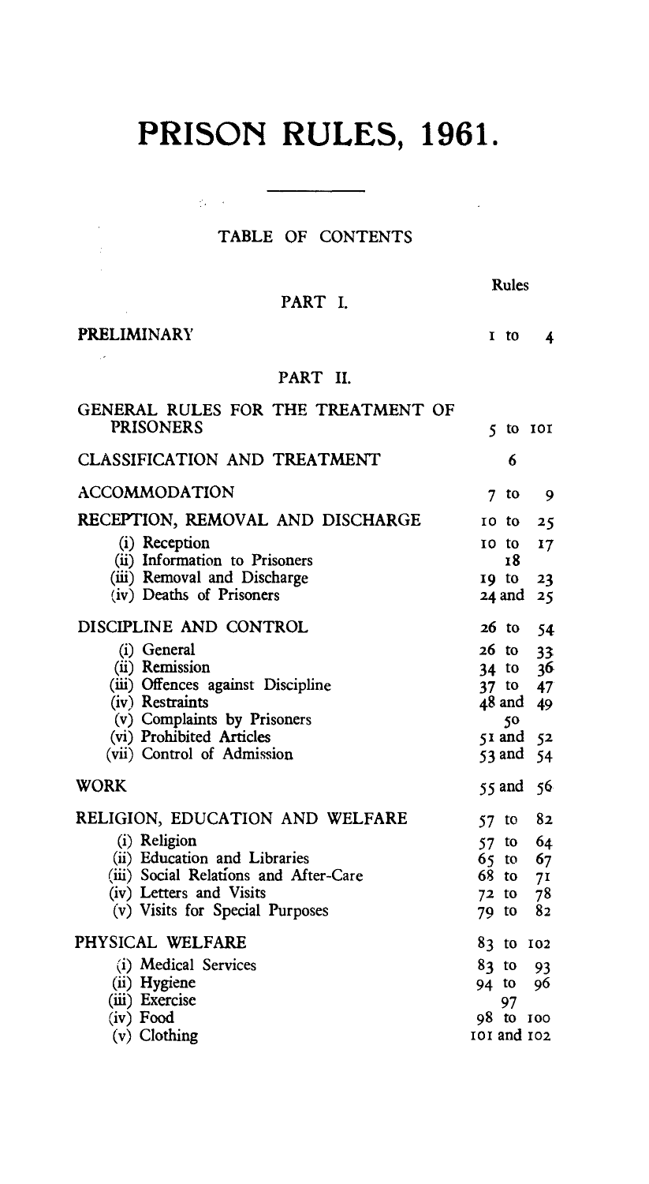# PRISON RULES, 1961.

## TABLE OF CONTENTS

| | Rules |
|---|---|
| **PART I.** | |
| PRELIMINARY | 1 to 4 |
| **PART II.** | |
| GENERAL RULES FOR THE TREATMENT OF PRISONERS | 5 to 101 |
| CLASSIFICATION AND TREATMENT | 6 |
| ACCOMMODATION | 7 to 9 |
| RECEPTION, REMOVAL AND DISCHARGE | 10 to 25 |
| (i) Reception | 10 to 17 |
| (ii) Information to Prisoners | 18 |
| (iii) Removal and Discharge | 19 to 23 |
| (iv) Deaths of Prisoners | 24 and 25 |
| DISCIPLINE AND CONTROL | 26 to 54 |
| (i) General | 26 to 33 |
| (ii) Remission | 34 to 36 |
| (iii) Offences against Discipline | 37 to 47 |
| (iv) Restraints | 48 and 49 |
| (v) Complaints by Prisoners | 50 |
| (vi) Prohibited Articles | 51 and 52 |
| (vii) Control of Admission | 53 and 54 |
| WORK | 55 and 56 |
| RELIGION, EDUCATION AND WELFARE | 57 to 82 |
| (i) Religion | 57 to 64 |
| (ii) Education and Libraries | 65 to 67 |
| (iii) Social Relations and After-Care | 68 to 71 |
| (iv) Letters and Visits | 72 to 78 |
| (v) Visits for Special Purposes | 79 to 82 |
| PHYSICAL WELFARE | 83 to 102 |
| (i) Medical Services | 83 to 93 |
| (ii) Hygiene | 94 to 96 |
| (iii) Exercise | 97 |
| (iv) Food | 98 to 100 |
| (v) Clothing | 101 and 102 |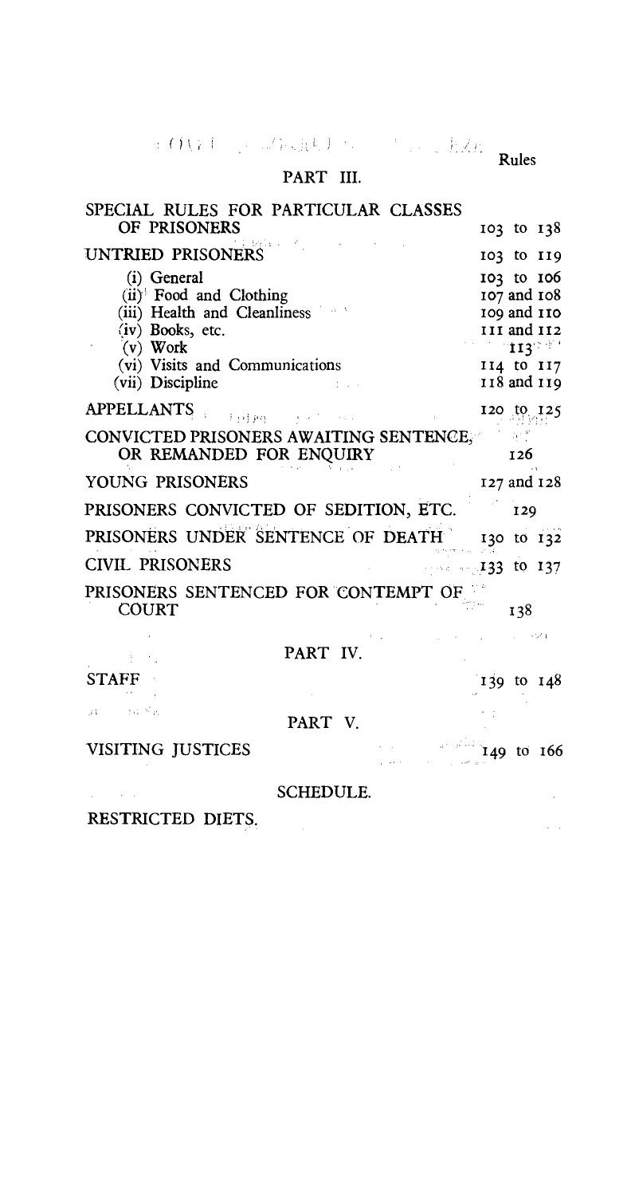| | Rules |
|---|---|
| **PART III.** | |
| SPECIAL RULES FOR PARTICULAR CLASSES OF PRISONERS | 103 to 138 |
| UNTRIED PRISONERS | 103 to 119 |
| (i) General | 103 to 106 |
| (ii) Food and Clothing | 107 and 108 |
| (iii) Health and Cleanliness | 109 and 110 |
| (iv) Books, etc. | 111 and 112 |
| (v) Work | 113 |
| (vi) Visits and Communications | 114 to 117 |
| (vii) Discipline | 118 and 119 |
| APPELLANTS | 120 to 125 |
| CONVICTED PRISONERS AWAITING SENTENCE, OR REMANDED FOR ENQUIRY | 126 |
| YOUNG PRISONERS | 127 and 128 |
| PRISONERS CONVICTED OF SEDITION, ETC. | 129 |
| PRISONERS UNDER SENTENCE OF DEATH | 130 to 132 |
| CIVIL PRISONERS | 133 to 137 |
| PRISONERS SENTENCED FOR CONTEMPT OF COURT | 138 |
| **PART IV.** | |
| STAFF | 139 to 148 |
| **PART V.** | |
| VISITING JUSTICES | 149 to 166 |
| **SCHEDULE.** | |
| RESTRICTED DIETS. | |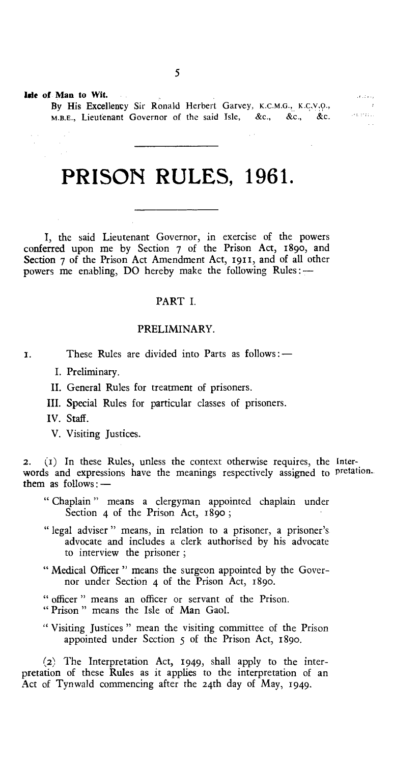**Isle of Man to Wit.**

By His Excellency Sir Ronald Herbert Garvey, K.C.M.G., K.C.V.O., M.B.E., Lieutenant Governor of the said Isle, &c., &c., &c.

# PRISON RULES, 1961.

I, the said Lieutenant Governor, in exercise of the powers conferred upon me by Section 7 of the Prison Act, 1890, and Section 7 of the Prison Act Amendment Act, 1911, and of all other powers me enabling, DO hereby make the following Rules:—

## PART I.

### PRELIMINARY.

1. These Rules are divided into Parts as follows:—

   I. Preliminary.

   II. General Rules for treatment of prisoners.

   III. Special Rules for particular classes of prisoners.

   IV. Staff.

   V. Visiting Justices.

2. *Interpretation.* (1) In these Rules, unless the context otherwise requires, the words and expressions have the meanings respectively assigned to them as follows:—

   "Chaplain" means a clergyman appointed chaplain under Section 4 of the Prison Act, 1890;

   "legal adviser" means, in relation to a prisoner, a prisoner's advocate and includes a clerk authorised by his advocate to interview the prisoner;

   "Medical Officer" means the surgeon appointed by the Governor under Section 4 of the Prison Act, 1890.

   "officer" means an officer or servant of the Prison.

   "Prison" means the Isle of Man Gaol.

   "Visiting Justices" mean the visiting committee of the Prison appointed under Section 5 of the Prison Act, 1890.

   (2) The Interpretation Act, 1949, shall apply to the interpretation of these Rules as it applies to the interpretation of an Act of Tynwald commencing after the 24th day of May, 1949.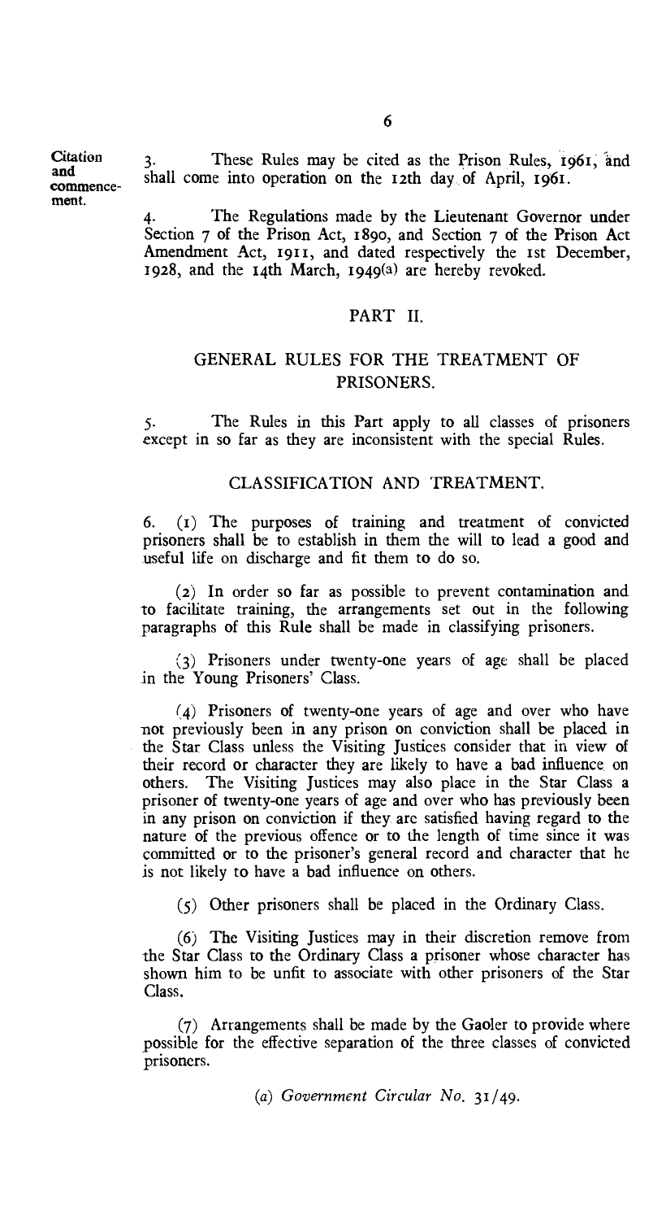**Citation and commencement.**

3. These Rules may be cited as the Prison Rules, 1961, and shall come into operation on the 12th day of April, 1961.

4. The Regulations made by the Lieutenant Governor under Section 7 of the Prison Act, 1890, and Section 7 of the Prison Act Amendment Act, 1911, and dated respectively the 1st December, 1928, and the 14th March, 1949[a] are hereby revoked.

## PART II.

## GENERAL RULES FOR THE TREATMENT OF PRISONERS.

5. The Rules in this Part apply to all classes of prisoners except in so far as they are inconsistent with the special Rules.

### CLASSIFICATION AND TREATMENT.

6. (1) The purposes of training and treatment of convicted prisoners shall be to establish in them the will to lead a good and useful life on discharge and fit them to do so.

(2) In order so far as possible to prevent contamination and to facilitate training, the arrangements set out in the following paragraphs of this Rule shall be made in classifying prisoners.

(3) Prisoners under twenty-one years of age shall be placed in the Young Prisoners' Class.

(4) Prisoners of twenty-one years of age and over who have not previously been in any prison on conviction shall be placed in the Star Class unless the Visiting Justices consider that in view of their record or character they are likely to have a bad influence on others. The Visiting Justices may also place in the Star Class a prisoner of twenty-one years of age and over who has previously been in any prison on conviction if they are satisfied having regard to the nature of the previous offence or to the length of time since it was committed or to the prisoner's general record and character that he is not likely to have a bad influence on others.

(5) Other prisoners shall be placed in the Ordinary Class.

(6) The Visiting Justices may in their discretion remove from the Star Class to the Ordinary Class a prisoner whose character has shown him to be unfit to associate with other prisoners of the Star Class.

(7) Arrangements shall be made by the Gaoler to provide where possible for the effective separation of the three classes of convicted prisoners.

(a) *Government Circular No. 31/49.*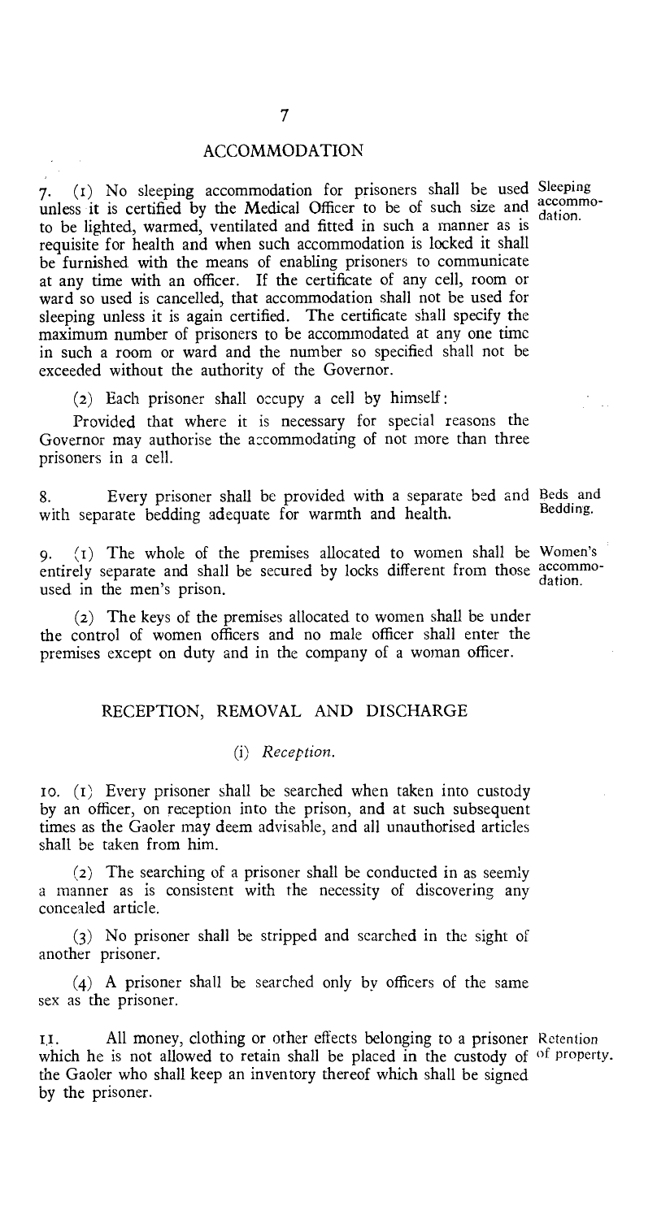## ACCOMMODATION

7. (1) No sleeping accommodation for prisoners shall be used unless it is certified by the Medical Officer to be of such size and to be lighted, warmed, ventilated and fitted in such a manner as is requisite for health and when such accommodation is locked it shall be furnished with the means of enabling prisoners to communicate at any time with an officer. If the certificate of any cell, room or ward so used is cancelled, that accommodation shall not be used for sleeping unless it is again certified. The certificate shall specify the maximum number of prisoners to be accommodated at any one time in such a room or ward and the number so specified shall not be exceeded without the authority of the Governor. *Sleeping accommodation.*

(2) Each prisoner shall occupy a cell by himself:

Provided that where it is necessary for special reasons the Governor may authorise the accommodating of not more than three prisoners in a cell.

8. Every prisoner shall be provided with a separate bed and with separate bedding adequate for warmth and health. *Beds and Bedding.*

9. (1) The whole of the premises allocated to women shall be entirely separate and shall be secured by locks different from those used in the men's prison. *Women's accommodation.*

(2) The keys of the premises allocated to women shall be under the control of women officers and no male officer shall enter the premises except on duty and in the company of a woman officer.

## RECEPTION, REMOVAL AND DISCHARGE

### (i) *Reception.*

10. (1) Every prisoner shall be searched when taken into custody by an officer, on reception into the prison, and at such subsequent times as the Gaoler may deem advisable, and all unauthorised articles shall be taken from him.

(2) The searching of a prisoner shall be conducted in as seemly a manner as is consistent with the necessity of discovering any concealed article.

(3) No prisoner shall be stripped and searched in the sight of another prisoner.

(4) A prisoner shall be searched only by officers of the same sex as the prisoner.

11. All money, clothing or other effects belonging to a prisoner which he is not allowed to retain shall be placed in the custody of the Gaoler who shall keep an inventory thereof which shall be signed by the prisoner. *Retention of property.*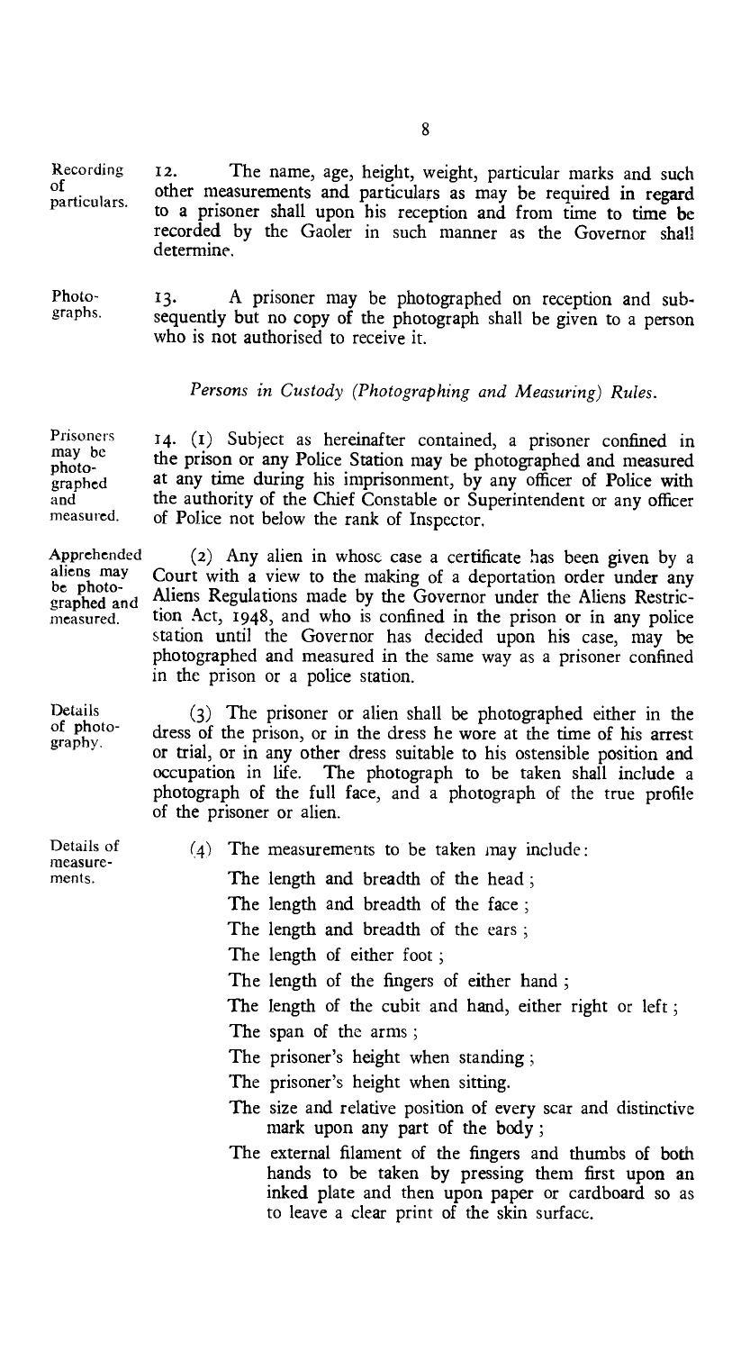**Recording of particulars.**

12. The name, age, height, weight, particular marks and such other measurements and particulars as may be required in regard to a prisoner shall upon his reception and from time to time be recorded by the Gaoler in such manner as the Governor shall determine.

**Photographs.**

13. A prisoner may be photographed on reception and subsequently but no copy of the photograph shall be given to a person who is not authorised to receive it.

*Persons in Custody (Photographing and Measuring) Rules.*

**Prisoners may be photographed and measured.**

14. (1) Subject as hereinafter contained, a prisoner confined in the prison or any Police Station may be photographed and measured at any time during his imprisonment, by any officer of Police with the authority of the Chief Constable or Superintendent or any officer of Police not below the rank of Inspector.

**Apprehended aliens may be photographed and measured.**

(2) Any alien in whose case a certificate has been given by a Court with a view to the making of a deportation order under any Aliens Regulations made by the Governor under the Aliens Restriction Act, 1948, and who is confined in the prison or in any police station until the Governor has decided upon his case, may be photographed and measured in the same way as a prisoner confined in the prison or a police station.

**Details of photography.**

(3) The prisoner or alien shall be photographed either in the dress of the prison, or in the dress he wore at the time of his arrest or trial, or in any other dress suitable to his ostensible position and occupation in life. The photograph to be taken shall include a photograph of the full face, and a photograph of the true profile of the prisoner or alien.

**Details of measurements.**

(4) The measurements to be taken may include:

- The length and breadth of the head ;
- The length and breadth of the face ;
- The length and breadth of the ears ;
- The length of either foot ;
- The length of the fingers of either hand ;
- The length of the cubit and hand, either right or left ;
- The span of the arms ;
- The prisoner's height when standing ;
- The prisoner's height when sitting.
- The size and relative position of every scar and distinctive mark upon any part of the body ;
- The external filament of the fingers and thumbs of both hands to be taken by pressing them first upon an inked plate and then upon paper or cardboard so as to leave a clear print of the skin surface.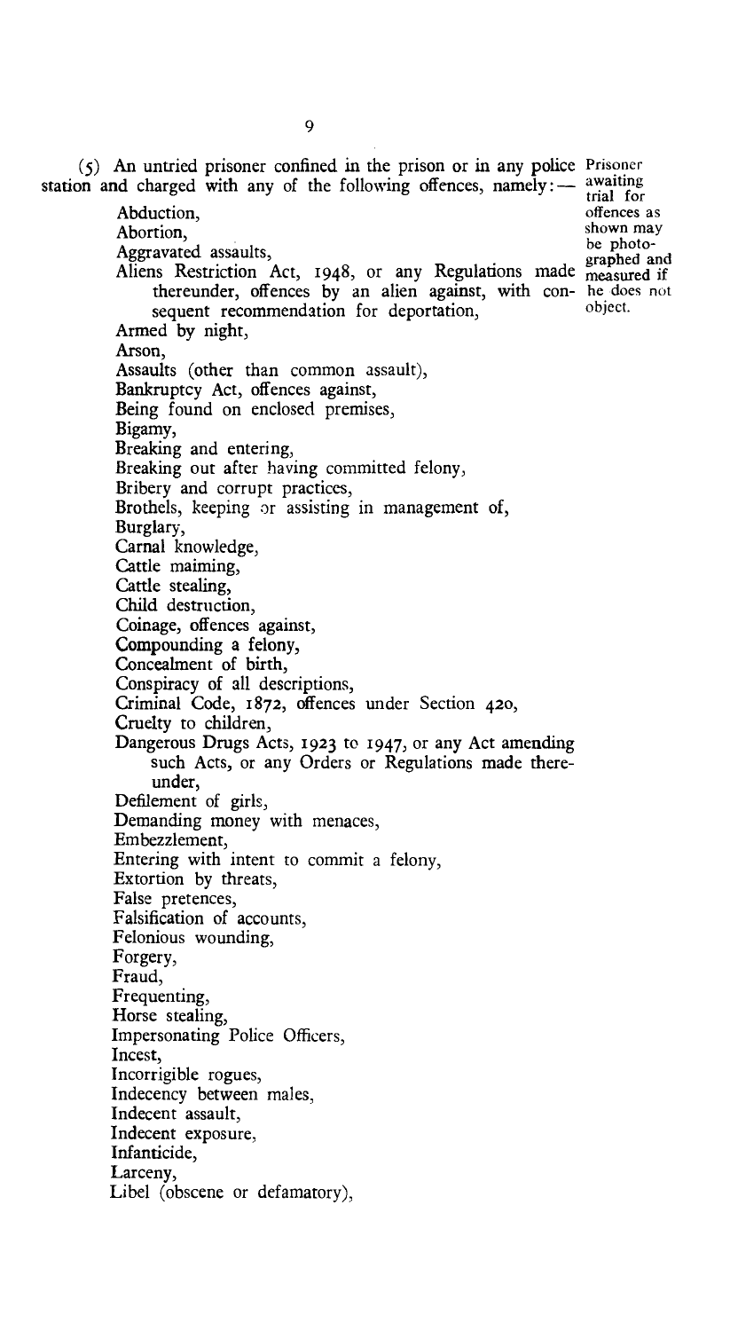(5) An untried prisoner confined in the prison or in any police station and charged with any of the following offences, namely:—

*Prisoner awaiting trial for offences as shown may be photographed and measured if he does not object.*

- Abduction,
- Abortion,
- Aggravated assaults,
- Aliens Restriction Act, 1948, or any Regulations made thereunder, offences by an alien against, with consequent recommendation for deportation,
- Armed by night,
- Arson,
- Assaults (other than common assault),
- Bankruptcy Act, offences against,
- Being found on enclosed premises,
- Bigamy,
- Breaking and entering,
- Breaking out after having committed felony,
- Bribery and corrupt practices,
- Brothels, keeping or assisting in management of,
- Burglary,
- Carnal knowledge,
- Cattle maiming,
- Cattle stealing,
- Child destruction,
- Coinage, offences against,
- Compounding a felony,
- Concealment of birth,
- Conspiracy of all descriptions,
- Criminal Code, 1872, offences under Section 420,
- Cruelty to children,
- Dangerous Drugs Acts, 1923 to 1947, or any Act amending such Acts, or any Orders or Regulations made thereunder,
- Defilement of girls,
- Demanding money with menaces,
- Embezzlement,
- Entering with intent to commit a felony,
- Extortion by threats,
- False pretences,
- Falsification of accounts,
- Felonious wounding,
- Forgery,
- Fraud,
- Frequenting,
- Horse stealing,
- Impersonating Police Officers,
- Incest,
- Incorrigible rogues,
- Indecency between males,
- Indecent assault,
- Indecent exposure,
- Infanticide,
- Larceny,
- Libel (obscene or defamatory),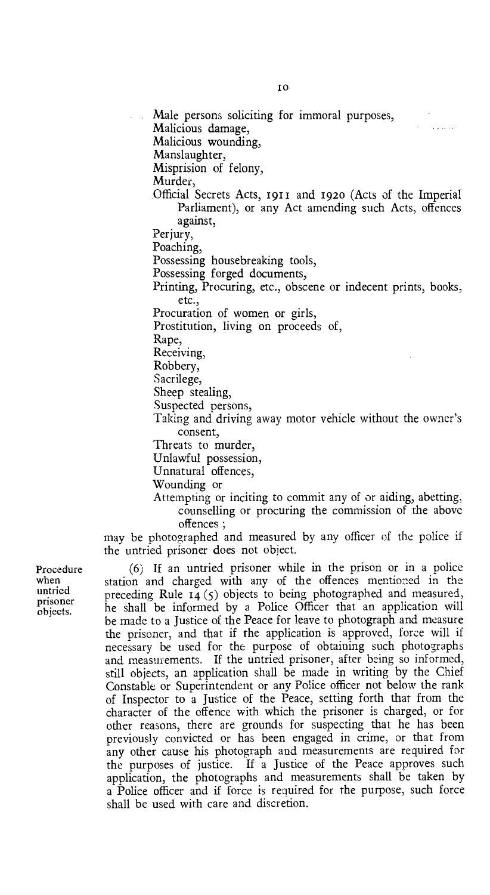Male persons soliciting for immoral purposes,
Malicious damage,
Malicious wounding,
Manslaughter,
Misprision of felony,
Murder,
Official Secrets Acts, 1911 and 1920 (Acts of the Imperial Parliament), or any Act amending such Acts, offences against,
Perjury,
Poaching,
Possessing housebreaking tools,
Possessing forged documents,
Printing, Procuring, etc., obscene or indecent prints, books, etc.,
Procuration of women or girls,
Prostitution, living on proceeds of,
Rape,
Receiving,
Robbery,
Sacrilege,
Sheep stealing,
Suspected persons,
Taking and driving away motor vehicle without the owner's consent,
Threats to murder,
Unlawful possession,
Unnatural offences,
Wounding or
Attempting or inciting to commit any of or aiding, abetting, counselling or procuring the commission of the above offences ;

may be photographed and measured by any officer of the police if the untried prisoner does not object.

*Procedure when untried prisoner objects.*

(6) If an untried prisoner while in the prison or in a police station and charged with any of the offences mentioned in the preceding Rule 14 (5) objects to being photographed and measured, he shall be informed by a Police Officer that an application will be made to a Justice of the Peace for leave to photograph and measure the prisoner, and that if the application is approved, force will if necessary be used for the purpose of obtaining such photographs and measurements. If the untried prisoner, after being so informed, still objects, an application shall be made in writing by the Chief Constable or Superintendent or any Police officer not below the rank of Inspector to a Justice of the Peace, setting forth that from the character of the offence with which the prisoner is charged, or for other reasons, there are grounds for suspecting that he has been previously convicted or has been engaged in crime, or that from any other cause his photograph and measurements are required for the purposes of justice. If a Justice of the Peace approves such application, the photographs and measurements shall be taken by a Police officer and if force is required for the purpose, such force shall be used with care and discretion.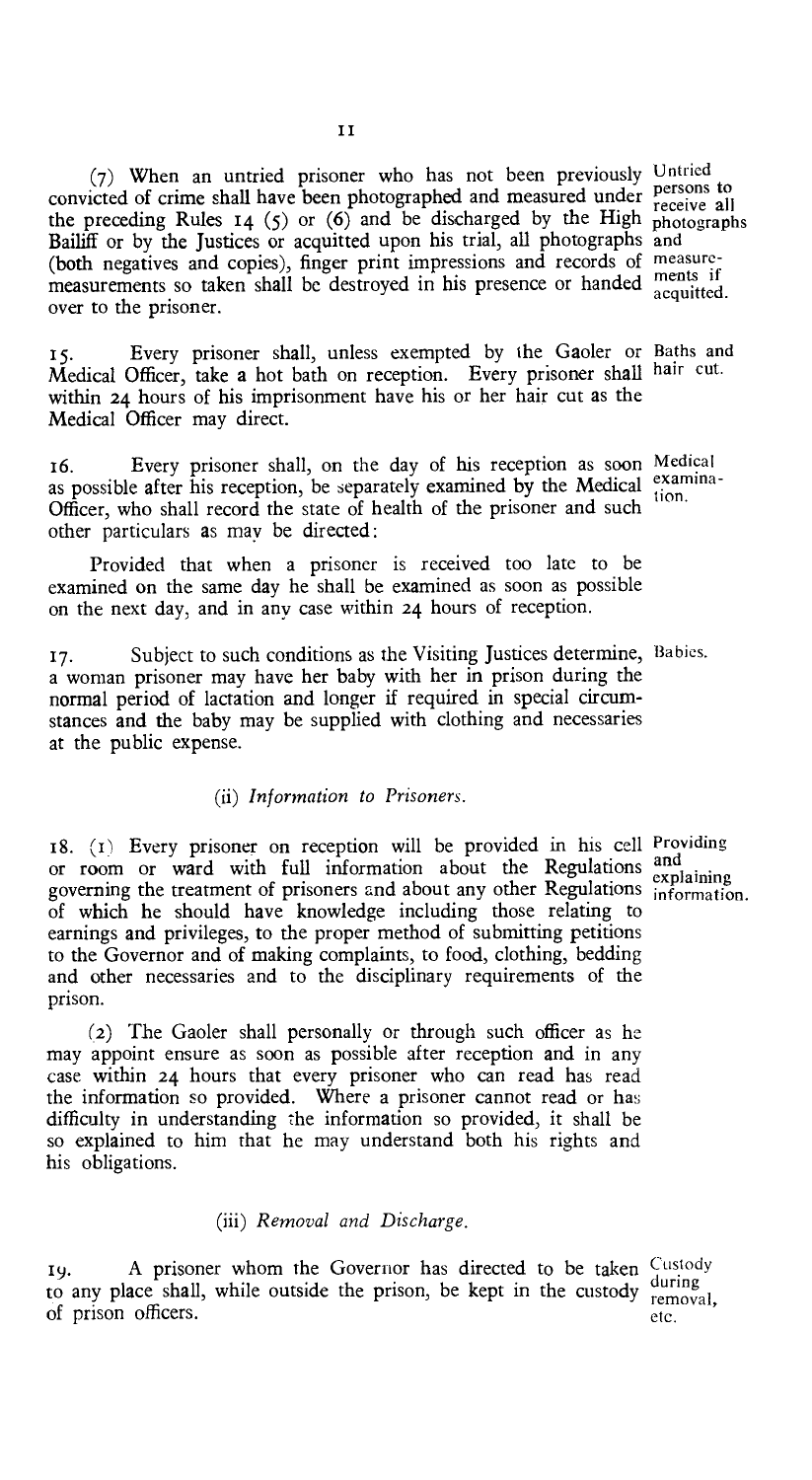(7) When an untried prisoner who has not been previously convicted of crime shall have been photographed and measured under the preceding Rules 14 (5) or (6) and be discharged by the High Bailiff or by the Justices or acquitted upon his trial, all photographs (both negatives and copies), finger print impressions and records of measurements so taken shall be destroyed in his presence or handed over to the prisoner.

Untried persons to receive all photographs and measurements if acquitted.

15. Every prisoner shall, unless exempted by the Gaoler or Medical Officer, take a hot bath on reception. Every prisoner shall within 24 hours of his imprisonment have his or her hair cut as the Medical Officer may direct.

Baths and hair cut.

16. Every prisoner shall, on the day of his reception as soon as possible after his reception, be separately examined by the Medical Officer, who shall record the state of health of the prisoner and such other particulars as may be directed:

Medical examination.

Provided that when a prisoner is received too late to be examined on the same day he shall be examined as soon as possible on the next day, and in any case within 24 hours of reception.

17. Subject to such conditions as the Visiting Justices determine, a woman prisoner may have her baby with her in prison during the normal period of lactation and longer if required in special circumstances and the baby may be supplied with clothing and necessaries at the public expense.

Babies.

### (ii) *Information to Prisoners.*

18. (1) Every prisoner on reception will be provided in his cell or room or ward with full information about the Regulations governing the treatment of prisoners and about any other Regulations of which he should have knowledge including those relating to earnings and privileges, to the proper method of submitting petitions to the Governor and of making complaints, to food, clothing, bedding and other necessaries and to the disciplinary requirements of the prison.

Providing and explaining information.

(2) The Gaoler shall personally or through such officer as he may appoint ensure as soon as possible after reception and in any case within 24 hours that every prisoner who can read has read the information so provided. Where a prisoner cannot read or has difficulty in understanding the information so provided, it shall be so explained to him that he may understand both his rights and his obligations.

### (iii) *Removal and Discharge.*

19. A prisoner whom the Governor has directed to be taken to any place shall, while outside the prison, be kept in the custody of prison officers.

Custody during removal, etc.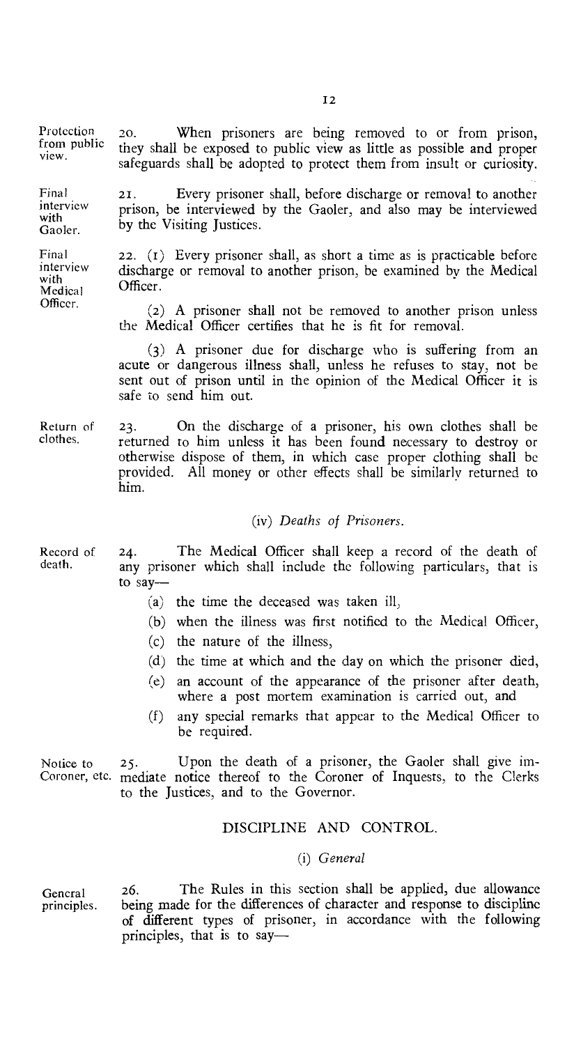**Protection from public view.**

20. When prisoners are being removed to or from prison, they shall be exposed to public view as little as possible and proper safeguards shall be adopted to protect them from insult or curiosity.

**Final interview with Gaoler.**

21. Every prisoner shall, before discharge or removal to another prison, be interviewed by the Gaoler, and also may be interviewed by the Visiting Justices.

**Final interview with Medical Officer.**

22. (1) Every prisoner shall, as short a time as is practicable before discharge or removal to another prison, be examined by the Medical Officer.

(2) A prisoner shall not be removed to another prison unless the Medical Officer certifies that he is fit for removal.

(3) A prisoner due for discharge who is suffering from an acute or dangerous illness shall, unless he refuses to stay, not be sent out of prison until in the opinion of the Medical Officer it is safe to send him out.

**Return of clothes.**

23. On the discharge of a prisoner, his own clothes shall be returned to him unless it has been found necessary to destroy or otherwise dispose of them, in which case proper clothing shall be provided. All money or other effects shall be similarly returned to him.

### (iv) *Deaths of Prisoners.*

**Record of death.**

24. The Medical Officer shall keep a record of the death of any prisoner which shall include the following particulars, that is to say—

(a) the time the deceased was taken ill,

(b) when the illness was first notified to the Medical Officer,

(c) the nature of the illness,

(d) the time at which and the day on which the prisoner died,

(e) an account of the appearance of the prisoner after death, where a post mortem examination is carried out, and

(f) any special remarks that appear to the Medical Officer to be required.

**Notice to Coroner, etc.**

25. Upon the death of a prisoner, the Gaoler shall give immediate notice thereof to the Coroner of Inquests, to the Clerks to the Justices, and to the Governor.

## DISCIPLINE AND CONTROL.

### (i) *General*

**General principles.**

26. The Rules in this section shall be applied, due allowance being made for the differences of character and response to discipline of different types of prisoner, in accordance with the following principles, that is to say—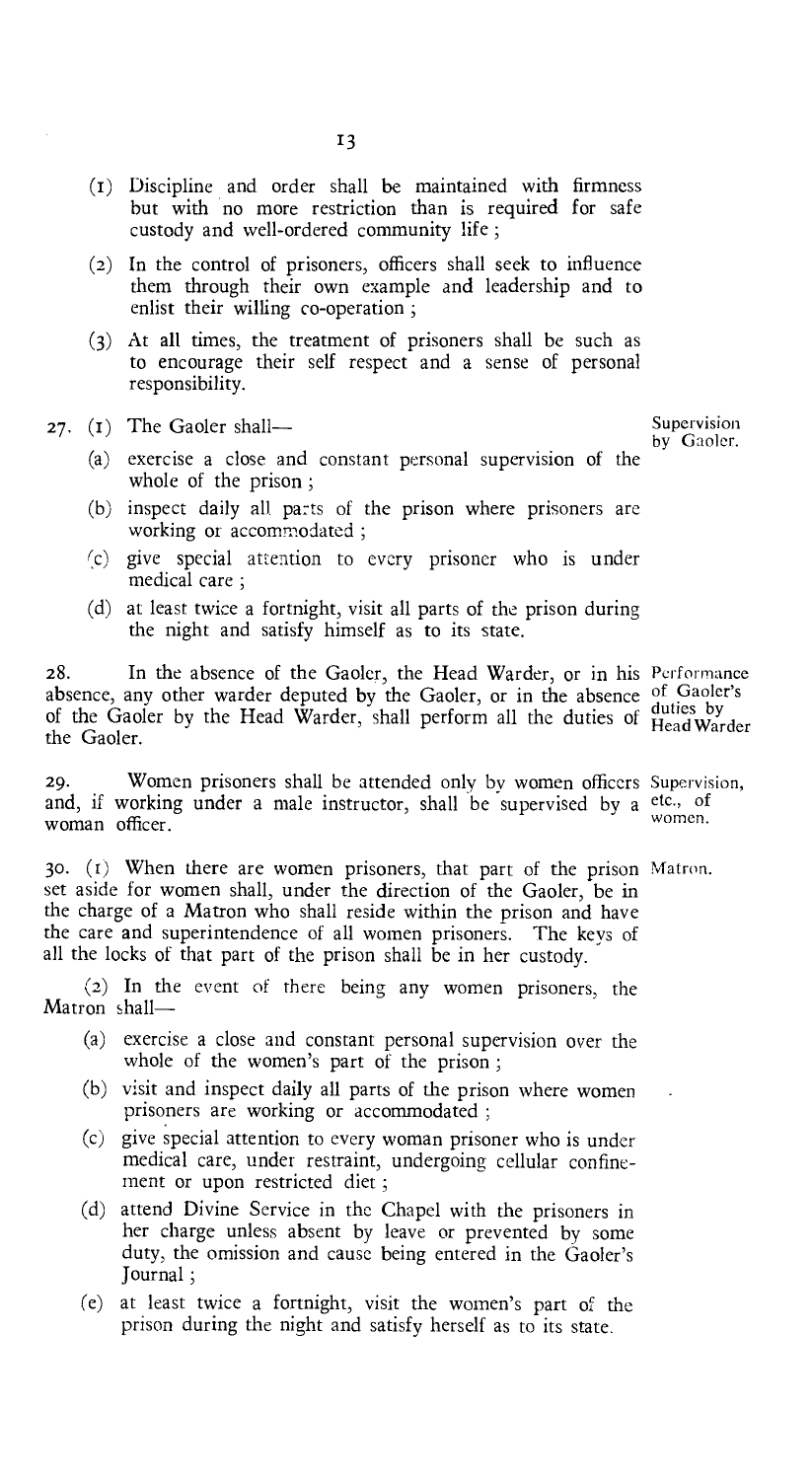(1) Discipline and order shall be maintained with firmness but with no more restriction than is required for safe custody and well-ordered community life ;

(2) In the control of prisoners, officers shall seek to influence them through their own example and leadership and to enlist their willing co-operation ;

(3) At all times, the treatment of prisoners shall be such as to encourage their self respect and a sense of personal responsibility.

27. (1) The Gaoler shall— *Supervision by Gaoler.*

(a) exercise a close and constant personal supervision of the whole of the prison ;

(b) inspect daily all parts of the prison where prisoners are working or accommodated ;

(c) give special attention to every prisoner who is under medical care ;

(d) at least twice a fortnight, visit all parts of the prison during the night and satisfy himself as to its state.

28. In the absence of the Gaoler, the Head Warder, or in his absence, any other warder deputed by the Gaoler, or in the absence of the Gaoler by the Head Warder, shall perform all the duties of the Gaoler. *Performance of Gaoler's duties by Head Warder*

29. Women prisoners shall be attended only by women officers and, if working under a male instructor, shall be supervised by a woman officer. *Supervision, etc., of women.*

30. (1) When there are women prisoners, that part of the prison set aside for women shall, under the direction of the Gaoler, be in the charge of a Matron who shall reside within the prison and have the care and superintendence of all women prisoners. The keys of all the locks of that part of the prison shall be in her custody. *Matron.*

(2) In the event of there being any women prisoners, the Matron shall—

(a) exercise a close and constant personal supervision over the whole of the women's part of the prison ;

(b) visit and inspect daily all parts of the prison where women prisoners are working or accommodated ;

(c) give special attention to every woman prisoner who is under medical care, under restraint, undergoing cellular confinement or upon restricted diet ;

(d) attend Divine Service in the Chapel with the prisoners in her charge unless absent by leave or prevented by some duty, the omission and cause being entered in the Gaoler's Journal ;

(e) at least twice a fortnight, visit the women's part of the prison during the night and satisfy herself as to its state.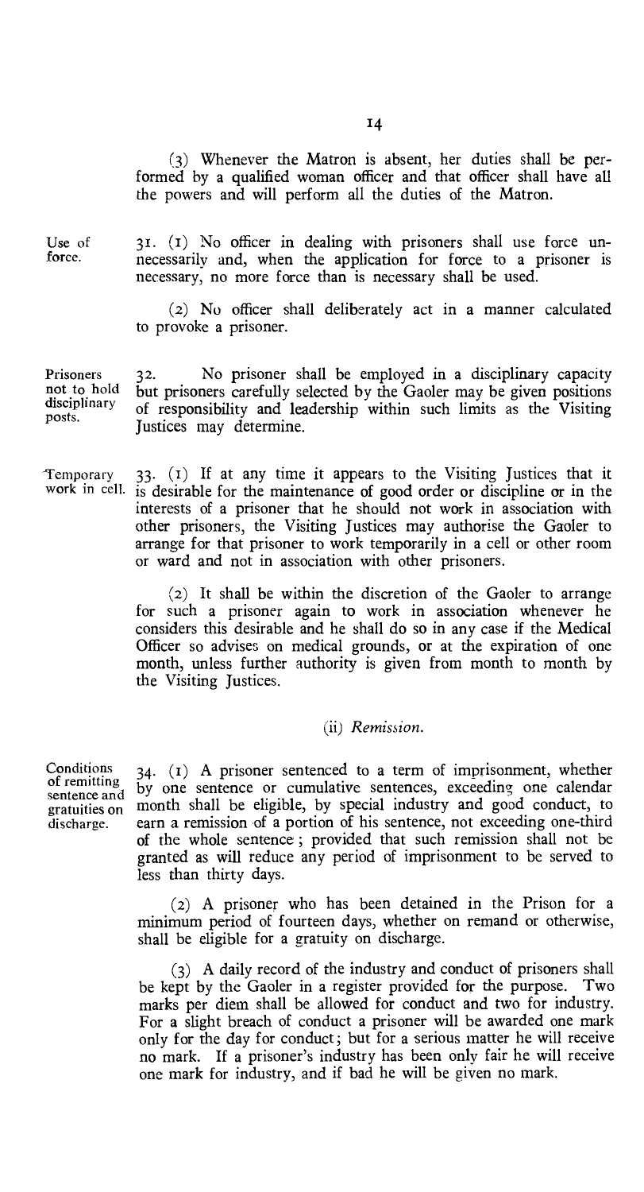(3) Whenever the Matron is absent, her duties shall be performed by a qualified woman officer and that officer shall have all the powers and will perform all the duties of the Matron.

**Use of force.**

31. (1) No officer in dealing with prisoners shall use force unnecessarily and, when the application for force to a prisoner is necessary, no more force than is necessary shall be used.

(2) No officer shall deliberately act in a manner calculated to provoke a prisoner.

**Prisoners not to hold disciplinary posts.**

32. No prisoner shall be employed in a disciplinary capacity but prisoners carefully selected by the Gaoler may be given positions of responsibility and leadership within such limits as the Visiting Justices may determine.

**Temporary work in cell.**

33. (1) If at any time it appears to the Visiting Justices that it is desirable for the maintenance of good order or discipline or in the interests of a prisoner that he should not work in association with other prisoners, the Visiting Justices may authorise the Gaoler to arrange for that prisoner to work temporarily in a cell or other room or ward and not in association with other prisoners.

(2) It shall be within the discretion of the Gaoler to arrange for such a prisoner again to work in association whenever he considers this desirable and he shall do so in any case if the Medical Officer so advises on medical grounds, or at the expiration of one month, unless further authority is given from month to month by the Visiting Justices.

### (ii) *Remission.*

**Conditions of remitting sentence and gratuities on discharge.**

34. (1) A prisoner sentenced to a term of imprisonment, whether by one sentence or cumulative sentences, exceeding one calendar month shall be eligible, by special industry and good conduct, to earn a remission of a portion of his sentence, not exceeding one-third of the whole sentence; provided that such remission shall not be granted as will reduce any period of imprisonment to be served to less than thirty days.

(2) A prisoner who has been detained in the Prison for a minimum period of fourteen days, whether on remand or otherwise, shall be eligible for a gratuity on discharge.

(3) A daily record of the industry and conduct of prisoners shall be kept by the Gaoler in a register provided for the purpose. Two marks per diem shall be allowed for conduct and two for industry. For a slight breach of conduct a prisoner will be awarded one mark only for the day for conduct; but for a serious matter he will receive no mark. If a prisoner's industry has been only fair he will receive one mark for industry, and if bad he will be given no mark.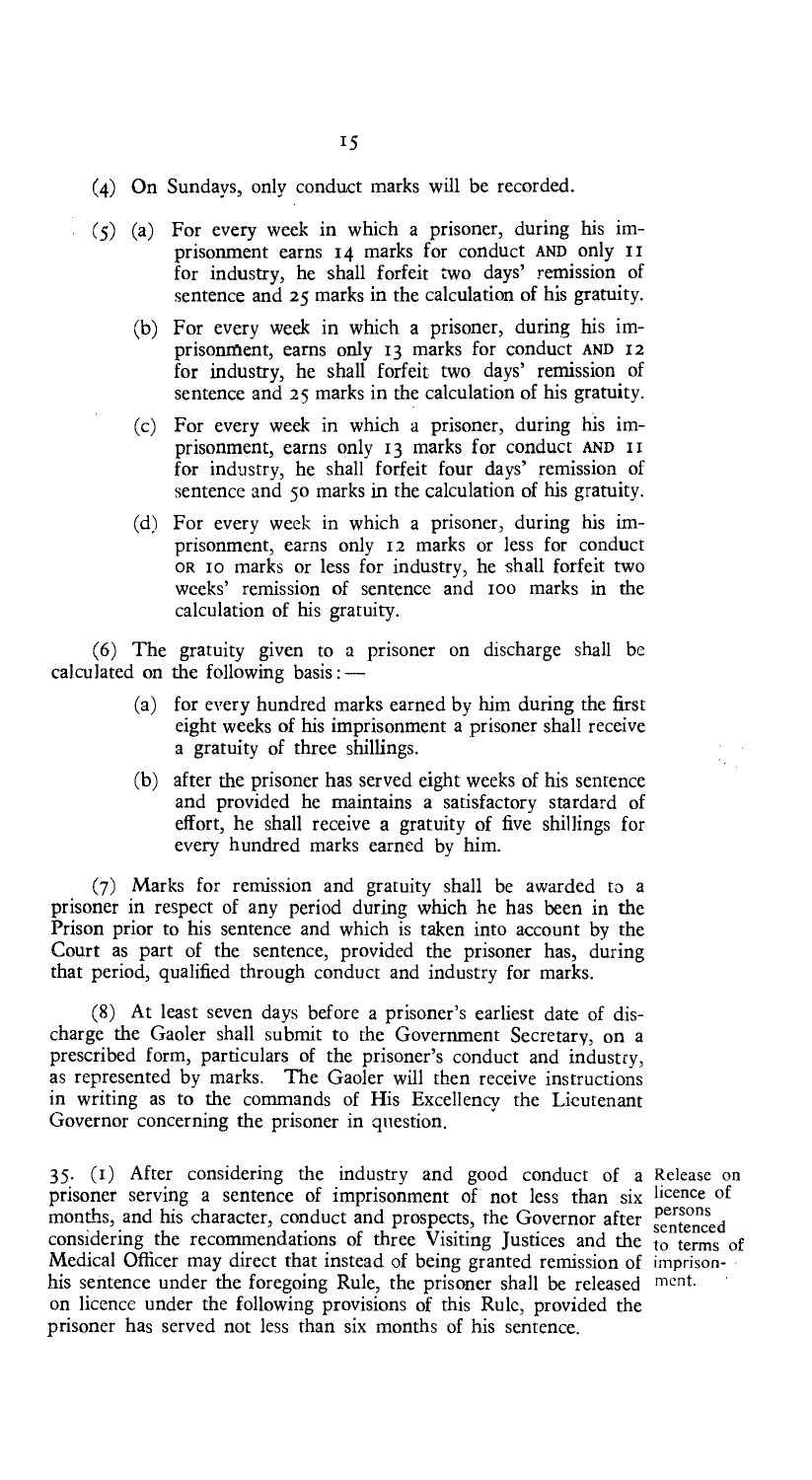(4) On Sundays, only conduct marks will be recorded.

(5) (a) For every week in which a prisoner, during his imprisonment earns 14 marks for conduct AND only 11 for industry, he shall forfeit two days' remission of sentence and 25 marks in the calculation of his gratuity.

(b) For every week in which a prisoner, during his imprisonment, earns only 13 marks for conduct AND 12 for industry, he shall forfeit two days' remission of sentence and 25 marks in the calculation of his gratuity.

(c) For every week in which a prisoner, during his imprisonment, earns only 13 marks for conduct AND 11 for industry, he shall forfeit four days' remission of sentence and 50 marks in the calculation of his gratuity.

(d) For every week in which a prisoner, during his imprisonment, earns only 12 marks or less for conduct OR 10 marks or less for industry, he shall forfeit two weeks' remission of sentence and 100 marks in the calculation of his gratuity.

(6) The gratuity given to a prisoner on discharge shall be calculated on the following basis:—

(a) for every hundred marks earned by him during the first eight weeks of his imprisonment a prisoner shall receive a gratuity of three shillings.

(b) after the prisoner has served eight weeks of his sentence and provided he maintains a satisfactory stardard of effort, he shall receive a gratuity of five shillings for every hundred marks earned by him.

(7) Marks for remission and gratuity shall be awarded to a prisoner in respect of any period during which he has been in the Prison prior to his sentence and which is taken into account by the Court as part of the sentence, provided the prisoner has, during that period, qualified through conduct and industry for marks.

(8) At least seven days before a prisoner's earliest date of discharge the Gaoler shall submit to the Government Secretary, on a prescribed form, particulars of the prisoner's conduct and industry, as represented by marks. The Gaoler will then receive instructions in writing as to the commands of His Excellency the Lieutenant Governor concerning the prisoner in question.

*Release on licence of persons sentenced to terms of imprisonment.*

35. (1) After considering the industry and good conduct of a prisoner serving a sentence of imprisonment of not less than six months, and his character, conduct and prospects, the Governor after considering the recommendations of three Visiting Justices and the Medical Officer may direct that instead of being granted remission of his sentence under the foregoing Rule, the prisoner shall be released on licence under the following provisions of this Rule, provided the prisoner has served not less than six months of his sentence.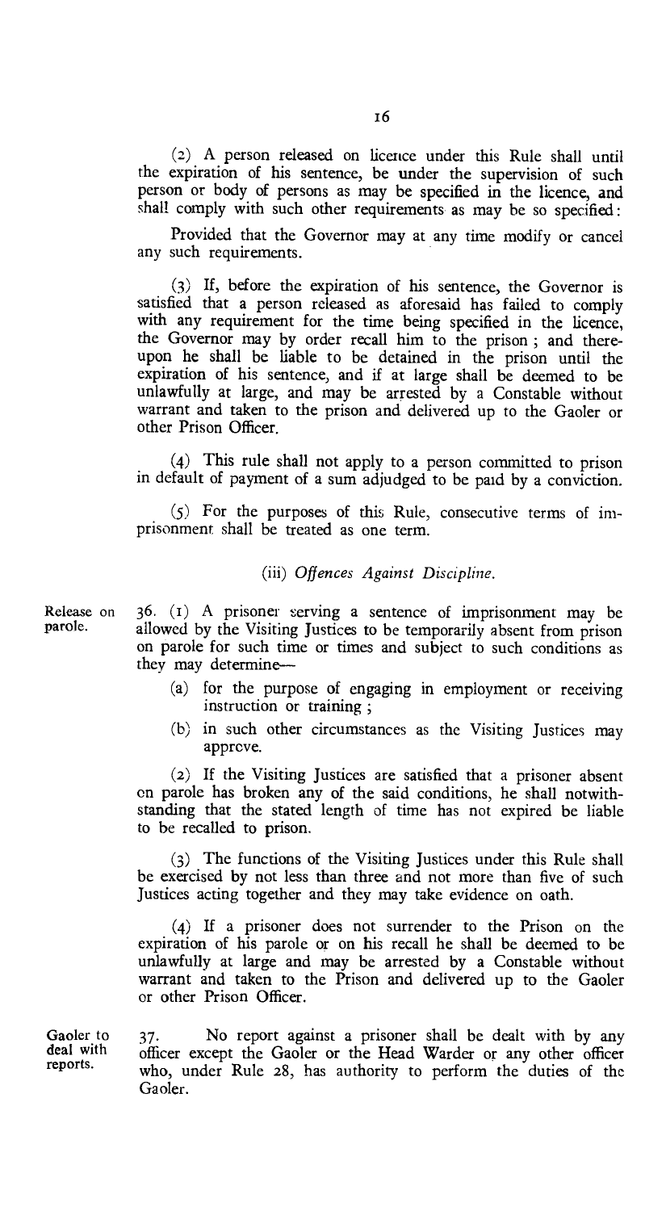(2) A person released on licence under this Rule shall until the expiration of his sentence, be under the supervision of such person or body of persons as may be specified in the licence, and shall comply with such other requirements as may be so specified:

Provided that the Governor may at any time modify or cancel any such requirements.

(3) If, before the expiration of his sentence, the Governor is satisfied that a person released as aforesaid has failed to comply with any requirement for the time being specified in the licence, the Governor may by order recall him to the prison; and thereupon he shall be liable to be detained in the prison until the expiration of his sentence, and if at large shall be deemed to be unlawfully at large, and may be arrested by a Constable without warrant and taken to the prison and delivered up to the Gaoler or other Prison Officer.

(4) This rule shall not apply to a person committed to prison in default of payment of a sum adjudged to be paid by a conviction.

(5) For the purposes of this Rule, consecutive terms of imprisonment shall be treated as one term.

### (iii) *Offences Against Discipline.*

**Release on parole.**

36. (1) A prisoner serving a sentence of imprisonment may be allowed by the Visiting Justices to be temporarily absent from prison on parole for such time or times and subject to such conditions as they may determine—

(a) for the purpose of engaging in employment or receiving instruction or training;

(b) in such other circumstances as the Visiting Justices may approve.

(2) If the Visiting Justices are satisfied that a prisoner absent on parole has broken any of the said conditions, he shall notwithstanding that the stated length of time has not expired be liable to be recalled to prison.

(3) The functions of the Visiting Justices under this Rule shall be exercised by not less than three and not more than five of such Justices acting together and they may take evidence on oath.

(4) If a prisoner does not surrender to the Prison on the expiration of his parole or on his recall he shall be deemed to be unlawfully at large and may be arrested by a Constable without warrant and taken to the Prison and delivered up to the Gaoler or other Prison Officer.

**Gaoler to deal with reports.**

37. No report against a prisoner shall be dealt with by any officer except the Gaoler or the Head Warder or any other officer who, under Rule 28, has authority to perform the duties of the Gaoler.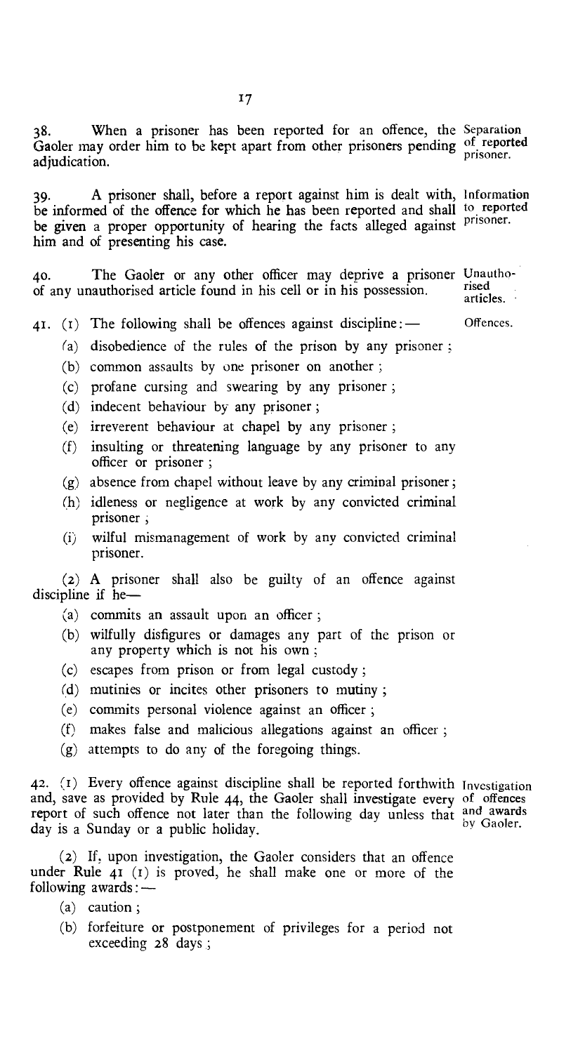38. When a prisoner has been reported for an offence, the Gaoler may order him to be kept apart from other prisoners pending adjudication.

*Separation of reported prisoner.*

39. A prisoner shall, before a report against him is dealt with, be informed of the offence for which he has been reported and shall be given a proper opportunity of hearing the facts alleged against him and of presenting his case.

*Information to reported prisoner.*

40. The Gaoler or any other officer may deprive a prisoner of any unauthorised article found in his cell or in his possession.

*Unauthorised articles.*

41. (1) The following shall be offences against discipline:—

*Offences.*

- (a) disobedience of the rules of the prison by any prisoner ;
- (b) common assaults by one prisoner on another ;
- (c) profane cursing and swearing by any prisoner ;
- (d) indecent behaviour by any prisoner ;
- (e) irreverent behaviour at chapel by any prisoner ;
- (f) insulting or threatening language by any prisoner to any officer or prisoner ;
- (g) absence from chapel without leave by any criminal prisoner ;
- (h) idleness or negligence at work by any convicted criminal prisoner ;
- (i) wilful mismanagement of work by any convicted criminal prisoner.

(2) A prisoner shall also be guilty of an offence against discipline if he—

- (a) commits an assault upon an officer ;
- (b) wilfully disfigures or damages any part of the prison or any property which is not his own ;
- (c) escapes from prison or from legal custody ;
- (d) mutinies or incites other prisoners to mutiny ;
- (e) commits personal violence against an officer ;
- (f) makes false and malicious allegations against an officer ;
- (g) attempts to do any of the foregoing things.

42. (1) Every offence against discipline shall be reported forthwith and, save as provided by Rule 44, the Gaoler shall investigate every report of such offence not later than the following day unless that day is a Sunday or a public holiday.

*Investigation of offences and awards by Gaoler.*

(2) If, upon investigation, the Gaoler considers that an offence under Rule 41 (1) is proved, he shall make one or more of the following awards:—

- (a) caution ;
- (b) forfeiture or postponement of privileges for a period not exceeding 28 days ;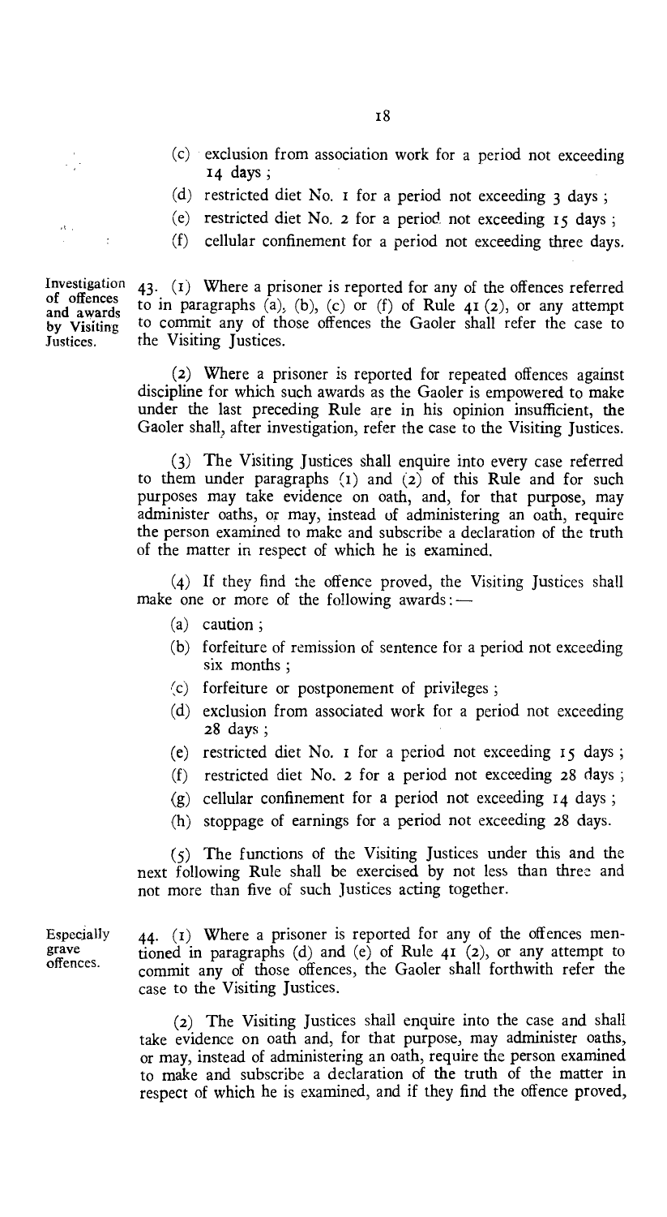(c) exclusion from association work for a period not exceeding 14 days;

(d) restricted diet No. 1 for a period not exceeding 3 days;

(e) restricted diet No. 2 for a period not exceeding 15 days;

(f) cellular confinement for a period not exceeding three days.

**Investigation of offences and awards by Visiting Justices.**

43. (1) Where a prisoner is reported for any of the offences referred to in paragraphs (a), (b), (c) or (f) of Rule 41 (2), or any attempt to commit any of those offences the Gaoler shall refer the case to the Visiting Justices.

(2) Where a prisoner is reported for repeated offences against discipline for which such awards as the Gaoler is empowered to make under the last preceding Rule are in his opinion insufficient, the Gaoler shall, after investigation, refer the case to the Visiting Justices.

(3) The Visiting Justices shall enquire into every case referred to them under paragraphs (1) and (2) of this Rule and for such purposes may take evidence on oath, and, for that purpose, may administer oaths, or may, instead of administering an oath, require the person examined to make and subscribe a declaration of the truth of the matter in respect of which he is examined.

(4) If they find the offence proved, the Visiting Justices shall make one or more of the following awards:—

(a) caution;

(b) forfeiture of remission of sentence for a period not exceeding six months;

(c) forfeiture or postponement of privileges;

(d) exclusion from associated work for a period not exceeding 28 days;

(e) restricted diet No. 1 for a period not exceeding 15 days;

(f) restricted diet No. 2 for a period not exceeding 28 days;

(g) cellular confinement for a period not exceeding 14 days;

(h) stoppage of earnings for a period not exceeding 28 days.

(5) The functions of the Visiting Justices under this and the next following Rule shall be exercised by not less than three and not more than five of such Justices acting together.

**Especially grave offences.**

44. (1) Where a prisoner is reported for any of the offences mentioned in paragraphs (d) and (e) of Rule 41 (2), or any attempt to commit any of those offences, the Gaoler shall forthwith refer the case to the Visiting Justices.

(2) The Visiting Justices shall enquire into the case and shall take evidence on oath and, for that purpose, may administer oaths, or may, instead of administering an oath, require the person examined to make and subscribe a declaration of the truth of the matter in respect of which he is examined, and if they find the offence proved,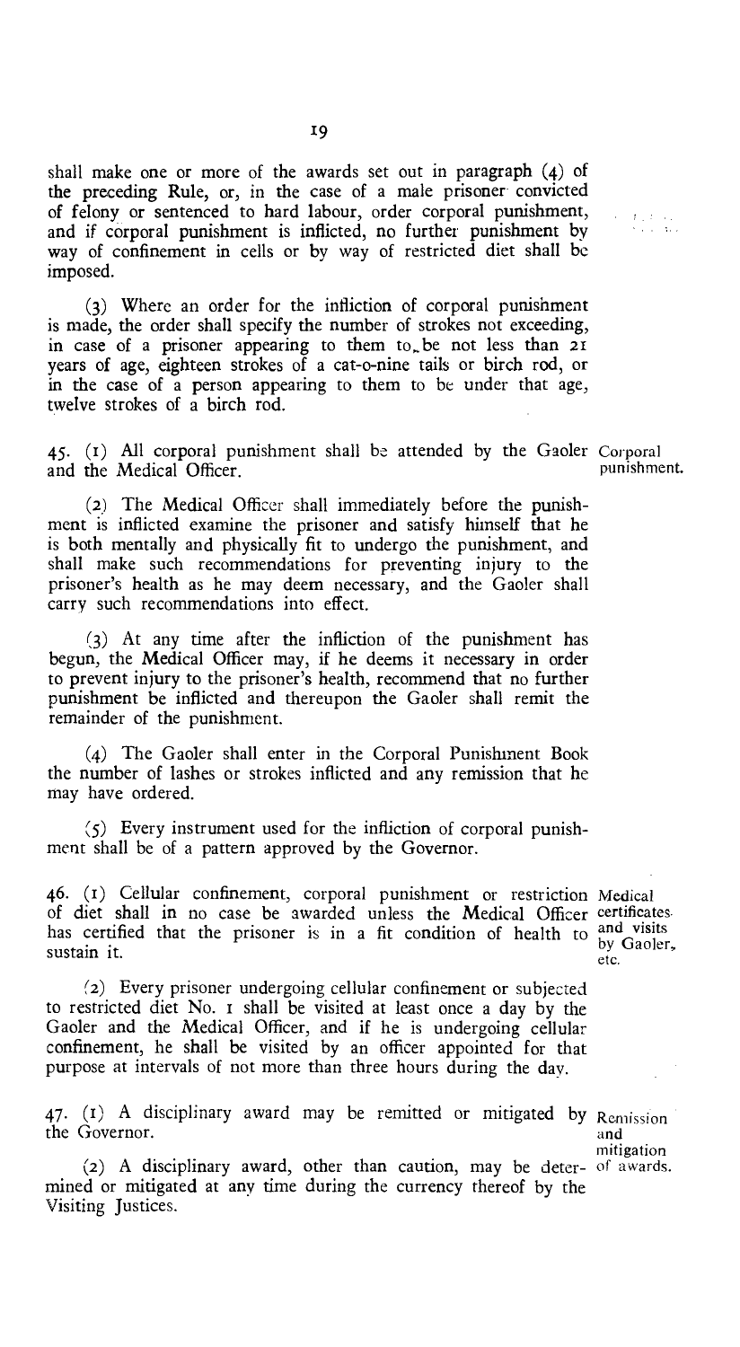shall make one or more of the awards set out in paragraph (4) of the preceding Rule, or, in the case of a male prisoner convicted of felony or sentenced to hard labour, order corporal punishment, and if corporal punishment is inflicted, no further punishment by way of confinement in cells or by way of restricted diet shall be imposed.

(3) Where an order for the infliction of corporal punishment is made, the order shall specify the number of strokes not exceeding, in case of a prisoner appearing to them to be not less than 21 years of age, eighteen strokes of a cat-o-nine tails or birch rod, or in the case of a person appearing to them to be under that age, twelve strokes of a birch rod.

**Corporal punishment.**

45. (1) All corporal punishment shall be attended by the Gaoler and the Medical Officer.

(2) The Medical Officer shall immediately before the punishment is inflicted examine the prisoner and satisfy himself that he is both mentally and physically fit to undergo the punishment, and shall make such recommendations for preventing injury to the prisoner's health as he may deem necessary, and the Gaoler shall carry such recommendations into effect.

(3) At any time after the infliction of the punishment has begun, the Medical Officer may, if he deems it necessary in order to prevent injury to the prisoner's health, recommend that no further punishment be inflicted and thereupon the Gaoler shall remit the remainder of the punishment.

(4) The Gaoler shall enter in the Corporal Punishment Book the number of lashes or strokes inflicted and any remission that he may have ordered.

(5) Every instrument used for the infliction of corporal punishment shall be of a pattern approved by the Governor.

**Medical certificates and visits by Gaoler, etc.**

46. (1) Cellular confinement, corporal punishment or restriction of diet shall in no case be awarded unless the Medical Officer has certified that the prisoner is in a fit condition of health to sustain it.

(2) Every prisoner undergoing cellular confinement or subjected to restricted diet No. 1 shall be visited at least once a day by the Gaoler and the Medical Officer, and if he is undergoing cellular confinement, he shall be visited by an officer appointed for that purpose at intervals of not more than three hours during the day.

**Remission and mitigation of awards.**

47. (1) A disciplinary award may be remitted or mitigated by the Governor.

(2) A disciplinary award, other than caution, may be determined or mitigated at any time during the currency thereof by the Visiting Justices.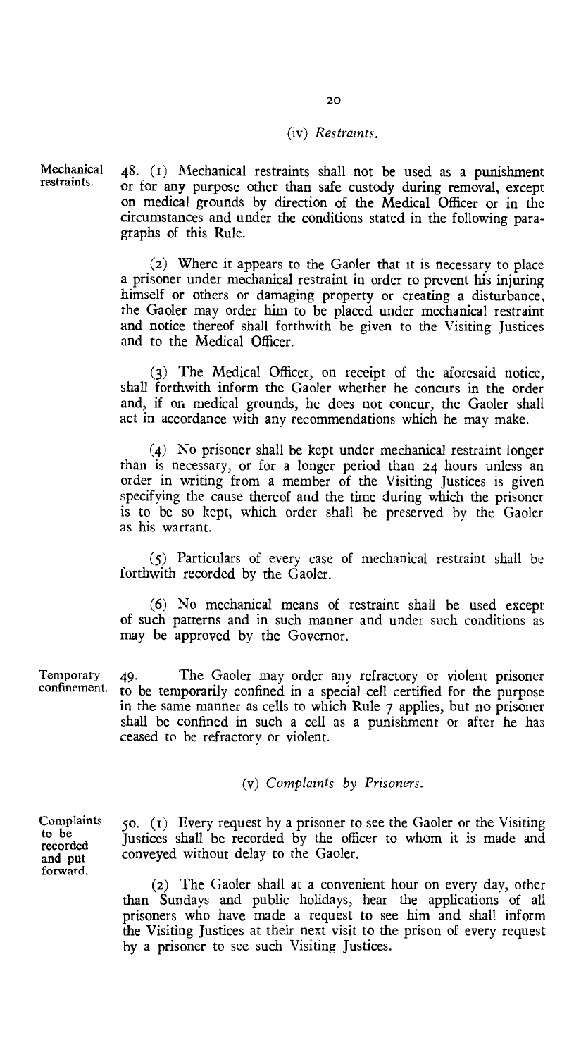### (iv) *Restraints.*

**Mechanical restraints.**

48. (1) Mechanical restraints shall not be used as a punishment or for any purpose other than safe custody during removal, except on medical grounds by direction of the Medical Officer or in the circumstances and under the conditions stated in the following paragraphs of this Rule.

(2) Where it appears to the Gaoler that it is necessary to place a prisoner under mechanical restraint in order to prevent his injuring himself or others or damaging property or creating a disturbance, the Gaoler may order him to be placed under mechanical restraint and notice thereof shall forthwith be given to the Visiting Justices and to the Medical Officer.

(3) The Medical Officer, on receipt of the aforesaid notice, shall forthwith inform the Gaoler whether he concurs in the order and, if on medical grounds, he does not concur, the Gaoler shall act in accordance with any recommendations which he may make.

(4) No prisoner shall be kept under mechanical restraint longer than is necessary, or for a longer period than 24 hours unless an order in writing from a member of the Visiting Justices is given specifying the cause thereof and the time during which the prisoner is to be so kept, which order shall be preserved by the Gaoler as his warrant.

(5) Particulars of every case of mechanical restraint shall be forthwith recorded by the Gaoler.

(6) No mechanical means of restraint shall be used except of such patterns and in such manner and under such conditions as may be approved by the Governor.

**Temporary confinement.**

49. The Gaoler may order any refractory or violent prisoner to be temporarily confined in a special cell certified for the purpose in the same manner as cells to which Rule 7 applies, but no prisoner shall be confined in such a cell as a punishment or after he has ceased to be refractory or violent.

### (v) *Complaints by Prisoners.*

**Complaints to be recorded and put forward.**

50. (1) Every request by a prisoner to see the Gaoler or the Visiting Justices shall be recorded by the officer to whom it is made and conveyed without delay to the Gaoler.

(2) The Gaoler shall at a convenient hour on every day, other than Sundays and public holidays, hear the applications of all prisoners who have made a request to see him and shall inform the Visiting Justices at their next visit to the prison of every request by a prisoner to see such Visiting Justices.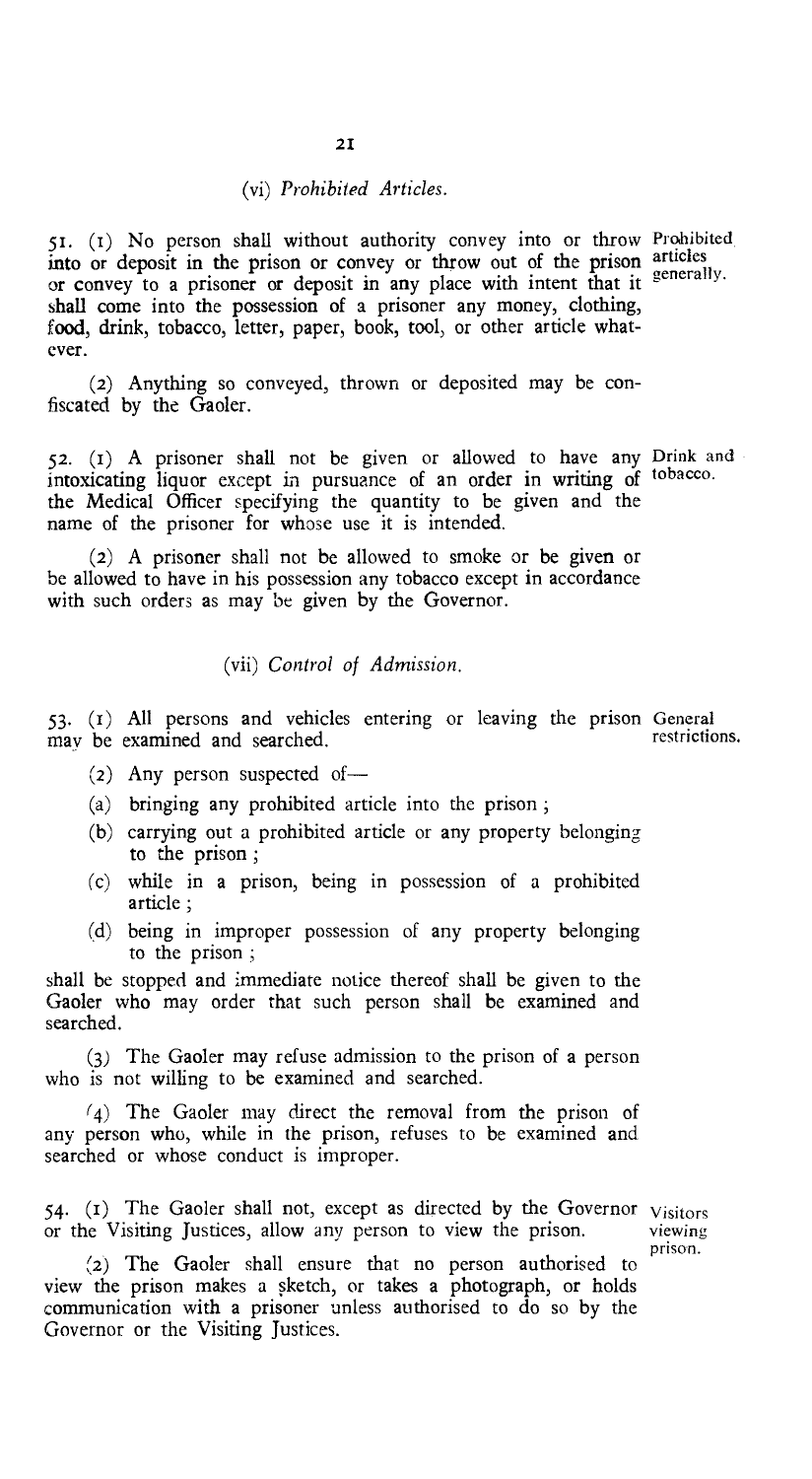### (vi) *Prohibited Articles.*

**Prohibited articles generally.**

51. (1) No person shall without authority convey into or throw into or deposit in the prison or convey or throw out of the prison or convey to a prisoner or deposit in any place with intent that it shall come into the possession of a prisoner any money, clothing, food, drink, tobacco, letter, paper, book, tool, or other article whatever.

(2) Anything so conveyed, thrown or deposited may be confiscated by the Gaoler.

**Drink and tobacco.**

52. (1) A prisoner shall not be given or allowed to have any intoxicating liquor except in pursuance of an order in writing of the Medical Officer specifying the quantity to be given and the name of the prisoner for whose use it is intended.

(2) A prisoner shall not be allowed to smoke or be given or be allowed to have in his possession any tobacco except in accordance with such orders as may be given by the Governor.

### (vii) *Control of Admission.*

**General restrictions.**

53. (1) All persons and vehicles entering or leaving the prison may be examined and searched.

(2) Any person suspected of—

(a) bringing any prohibited article into the prison;

(b) carrying out a prohibited article or any property belonging to the prison;

(c) while in a prison, being in possession of a prohibited article;

(d) being in improper possession of any property belonging to the prison;

shall be stopped and immediate notice thereof shall be given to the Gaoler who may order that such person shall be examined and searched.

(3) The Gaoler may refuse admission to the prison of a person who is not willing to be examined and searched.

(4) The Gaoler may direct the removal from the prison of any person who, while in the prison, refuses to be examined and searched or whose conduct is improper.

**Visitors viewing prison.**

54. (1) The Gaoler shall not, except as directed by the Governor or the Visiting Justices, allow any person to view the prison.

(2) The Gaoler shall ensure that no person authorised to view the prison makes a sketch, or takes a photograph, or holds communication with a prisoner unless authorised to do so by the Governor or the Visiting Justices.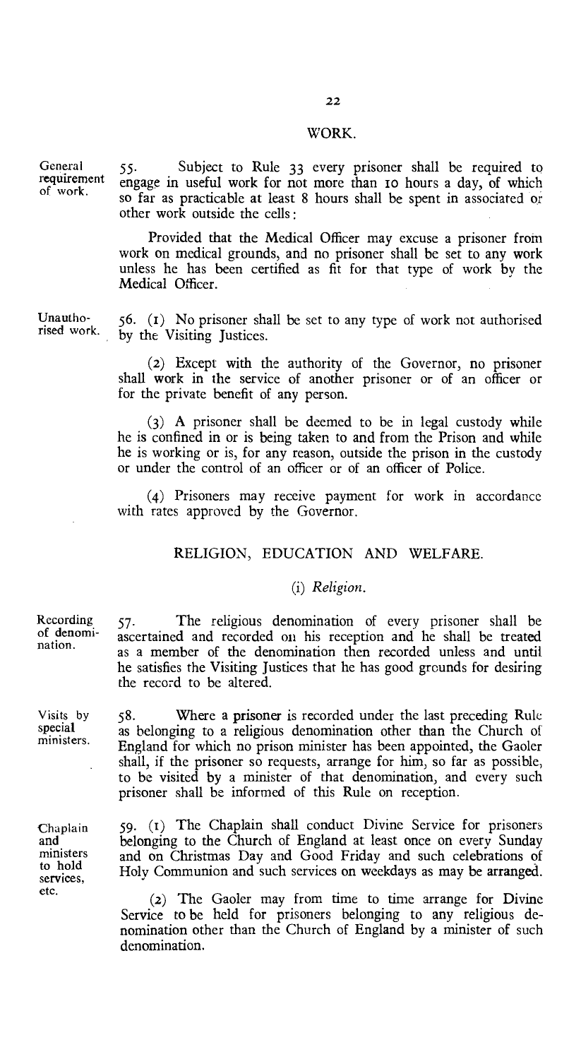## WORK.

**General requirement of work.**

55. Subject to Rule 33 every prisoner shall be required to engage in useful work for not more than 10 hours a day, of which so far as practicable at least 8 hours shall be spent in associated or other work outside the cells:

Provided that the Medical Officer may excuse a prisoner from work on medical grounds, and no prisoner shall be set to any work unless he has been certified as fit for that type of work by the Medical Officer.

**Unauthorised work.**

56. (1) No prisoner shall be set to any type of work not authorised by the Visiting Justices.

(2) Except with the authority of the Governor, no prisoner shall work in the service of another prisoner or of an officer or for the private benefit of any person.

(3) A prisoner shall be deemed to be in legal custody while he is confined in or is being taken to and from the Prison and while he is working or is, for any reason, outside the prison in the custody or under the control of an officer or of an officer of Police.

(4) Prisoners may receive payment for work in accordance with rates approved by the Governor.

## RELIGION, EDUCATION AND WELFARE.

### (i) *Religion.*

**Recording of denomination.**

57. The religious denomination of every prisoner shall be ascertained and recorded on his reception and he shall be treated as a member of the denomination then recorded unless and until he satisfies the Visiting Justices that he has good grounds for desiring the record to be altered.

**Visits by special ministers.**

58. Where a prisoner is recorded under the last preceding Rule as belonging to a religious denomination other than the Church of England for which no prison minister has been appointed, the Gaoler shall, if the prisoner so requests, arrange for him, so far as possible, to be visited by a minister of that denomination, and every such prisoner shall be informed of this Rule on reception.

**Chaplain and ministers to hold services, etc.**

59. (1) The Chaplain shall conduct Divine Service for prisoners belonging to the Church of England at least once on every Sunday and on Christmas Day and Good Friday and such celebrations of Holy Communion and such services on weekdays as may be arranged.

(2) The Gaoler may from time to time arrange for Divine Service to be held for prisoners belonging to any religious denomination other than the Church of England by a minister of such denomination.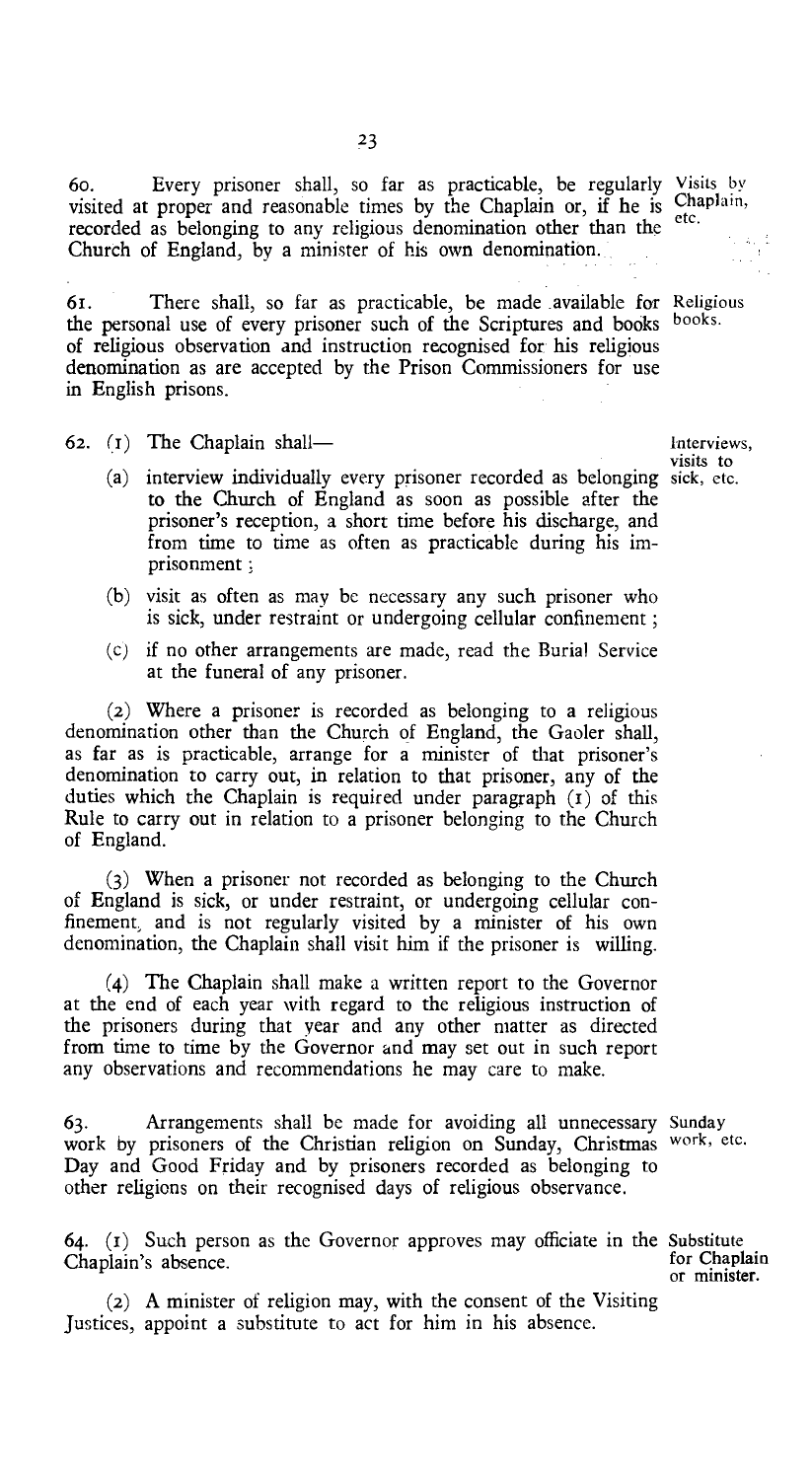60. Every prisoner shall, so far as practicable, be regularly visited at proper and reasonable times by the Chaplain or, if he is recorded as belonging to any religious denomination other than the Church of England, by a minister of his own denomination.

*Visits by Chaplain, etc.*

61. There shall, so far as practicable, be made available for the personal use of every prisoner such of the Scriptures and books of religious observation and instruction recognised for his religious denomination as are accepted by the Prison Commissioners for use in English prisons.

*Religious books.*

62. (1) The Chaplain shall—

*Interviews, visits to sick, etc.*

(a) interview individually every prisoner recorded as belonging to the Church of England as soon as possible after the prisoner's reception, a short time before his discharge, and from time to time as often as practicable during his imprisonment;

(b) visit as often as may be necessary any such prisoner who is sick, under restraint or undergoing cellular confinement;

(c) if no other arrangements are made, read the Burial Service at the funeral of any prisoner.

(2) Where a prisoner is recorded as belonging to a religious denomination other than the Church of England, the Gaoler shall, as far as is practicable, arrange for a minister of that prisoner's denomination to carry out, in relation to that prisoner, any of the duties which the Chaplain is required under paragraph (1) of this Rule to carry out in relation to a prisoner belonging to the Church of England.

(3) When a prisoner not recorded as belonging to the Church of England is sick, or under restraint, or undergoing cellular confinement, and is not regularly visited by a minister of his own denomination, the Chaplain shall visit him if the prisoner is willing.

(4) The Chaplain shall make a written report to the Governor at the end of each year with regard to the religious instruction of the prisoners during that year and any other matter as directed from time to time by the Governor and may set out in such report any observations and recommendations he may care to make.

63. Arrangements shall be made for avoiding all unnecessary work by prisoners of the Christian religion on Sunday, Christmas Day and Good Friday and by prisoners recorded as belonging to other religions on their recognised days of religious observance.

*Sunday work, etc.*

64. (1) Such person as the Governor approves may officiate in the Chaplain's absence.

*Substitute for Chaplain or minister.*

(2) A minister of religion may, with the consent of the Visiting Justices, appoint a substitute to act for him in his absence.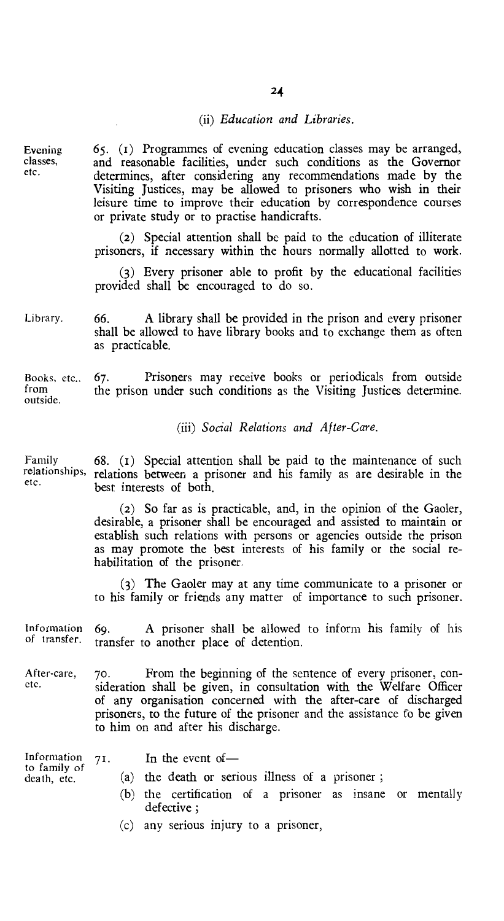### (ii) *Education and Libraries.*

**Evening classes, etc.**

65. (1) Programmes of evening education classes may be arranged, and reasonable facilities, under such conditions as the Governor determines, after considering any recommendations made by the Visiting Justices, may be allowed to prisoners who wish in their leisure time to improve their education by correspondence courses or private study or to practise handicrafts.

(2) Special attention shall be paid to the education of illiterate prisoners, if necessary within the hours normally allotted to work.

(3) Every prisoner able to profit by the educational facilities provided shall be encouraged to do so.

**Library.**

66. A library shall be provided in the prison and every prisoner shall be allowed to have library books and to exchange them as often as practicable.

**Books, etc., from outside.**

67. Prisoners may receive books or periodicals from outside the prison under such conditions as the Visiting Justices determine.

### (iii) *Social Relations and After-Care.*

**Family relationships, etc.**

68. (1) Special attention shall be paid to the maintenance of such relations between a prisoner and his family as are desirable in the best interests of both.

(2) So far as is practicable, and, in the opinion of the Gaoler, desirable, a prisoner shall be encouraged and assisted to maintain or establish such relations with persons or agencies outside the prison as may promote the best interests of his family or the social rehabilitation of the prisoner.

(3) The Gaoler may at any time communicate to a prisoner or to his family or friends any matter of importance to such prisoner.

**Information of transfer.**

69. A prisoner shall be allowed to inform his family of his transfer to another place of detention.

**After-care, etc.**

70. From the beginning of the sentence of every prisoner, consideration shall be given, in consultation with the Welfare Officer of any organisation concerned with the after-care of discharged prisoners, to the future of the prisoner and the assistance to be given to him on and after his discharge.

**Information to family of death, etc.**

71. In the event of—

(a) the death or serious illness of a prisoner ;

(b) the certification of a prisoner as insane or mentally defective ;

(c) any serious injury to a prisoner,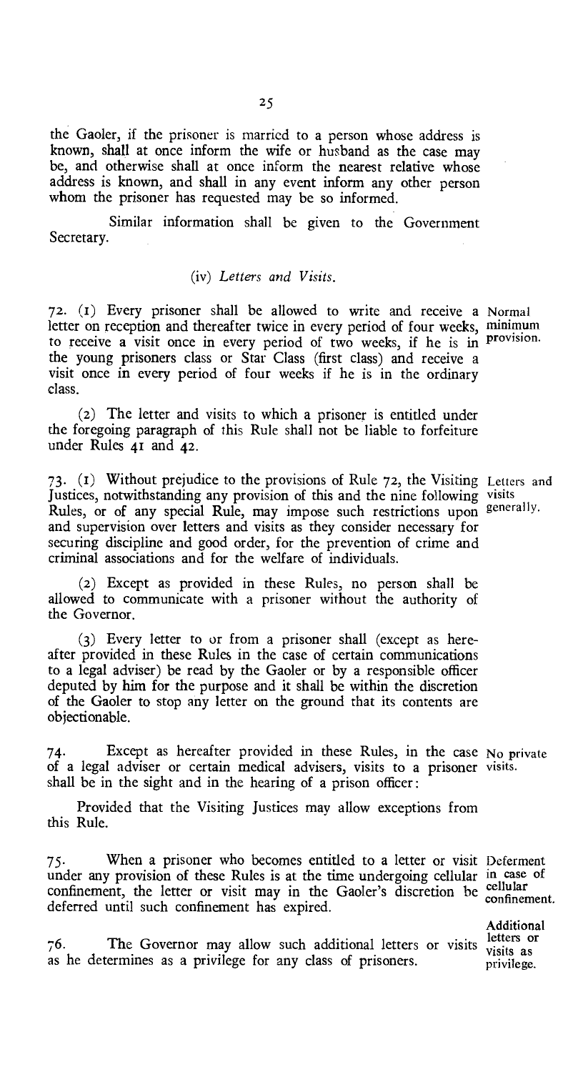the Gaoler, if the prisoner is married to a person whose address is known, shall at once inform the wife or husband as the case may be, and otherwise shall at once inform the nearest relative whose address is known, and shall in any event inform any other person whom the prisoner has requested may be so informed.

Similar information shall be given to the Government Secretary.

### (iv) *Letters and Visits.*

72. (1) Every prisoner shall be allowed to write and receive a letter on reception and thereafter twice in every period of four weeks, to receive a visit once in every period of two weeks, if he is in the young prisoners class or Star Class (first class) and receive a visit once in every period of four weeks if he is in the ordinary class. *Normal minimum provision.*

(2) The letter and visits to which a prisoner is entitled under the foregoing paragraph of this Rule shall not be liable to forfeiture under Rules 41 and 42.

73. (1) Without prejudice to the provisions of Rule 72, the Visiting Justices, notwithstanding any provision of this and the nine following Rules, or of any special Rule, may impose such restrictions upon and supervision over letters and visits as they consider necessary for securing discipline and good order, for the prevention of crime and criminal associations and for the welfare of individuals. *Letters and visits generally.*

(2) Except as provided in these Rules, no person shall be allowed to communicate with a prisoner without the authority of the Governor.

(3) Every letter to or from a prisoner shall (except as hereafter provided in these Rules in the case of certain communications to a legal adviser) be read by the Gaoler or by a responsible officer deputed by him for the purpose and it shall be within the discretion of the Gaoler to stop any letter on the ground that its contents are objectionable.

74. Except as hereafter provided in these Rules, in the case of a legal adviser or certain medical advisers, visits to a prisoner shall be in the sight and in the hearing of a prison officer: *No private visits.*

Provided that the Visiting Justices may allow exceptions from this Rule.

75. When a prisoner who becomes entitled to a letter or visit under any provision of these Rules is at the time undergoing cellular confinement, the letter or visit may in the Gaoler's discretion be deferred until such confinement has expired. *Deferment in case of cellular confinement.*

76. The Governor may allow such additional letters or visits as he determines as a privilege for any class of prisoners. *Additional letters or visits as privilege.*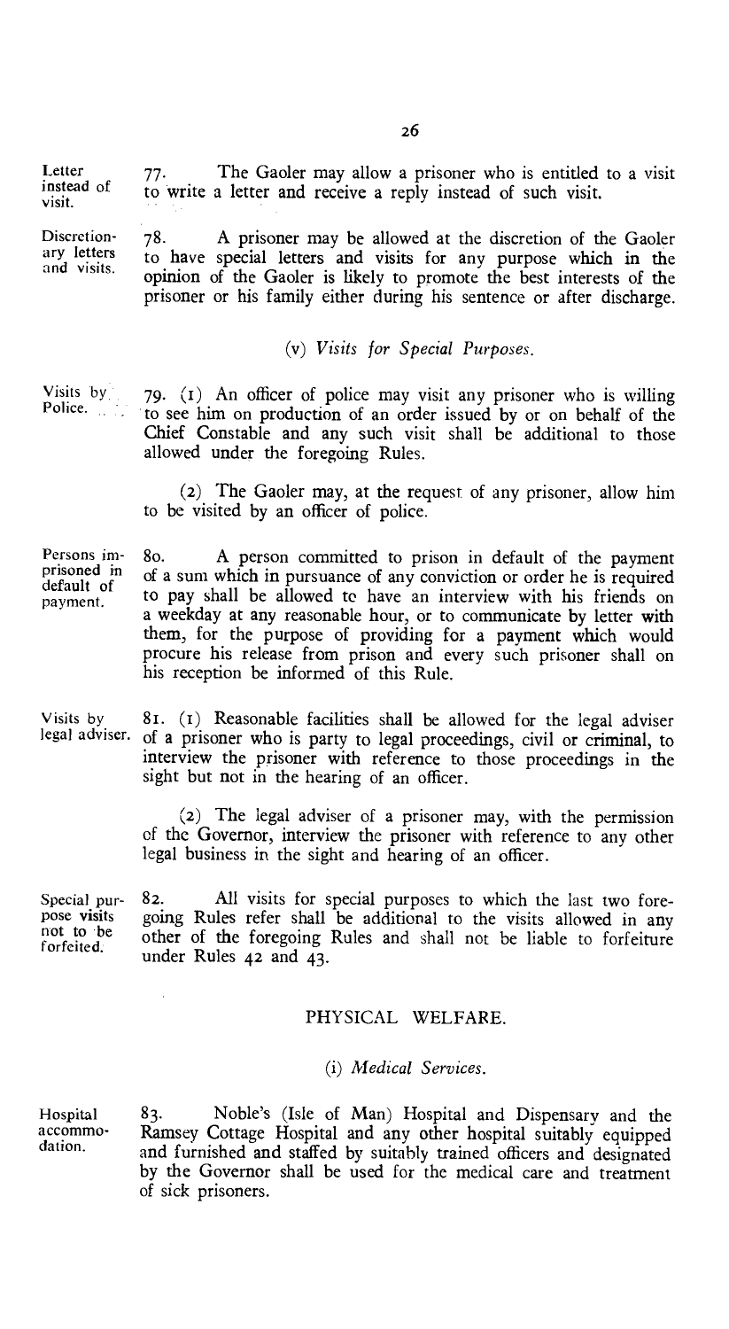**Letter instead of visit.**

77. The Gaoler may allow a prisoner who is entitled to a visit to write a letter and receive a reply instead of such visit.

**Discretionary letters and visits.**

78. A prisoner may be allowed at the discretion of the Gaoler to have special letters and visits for any purpose which in the opinion of the Gaoler is likely to promote the best interests of the prisoner or his family either during his sentence or after discharge.

### (v) *Visits for Special Purposes.*

**Visits by Police.**

79. (1) An officer of police may visit any prisoner who is willing to see him on production of an order issued by or on behalf of the Chief Constable and any such visit shall be additional to those allowed under the foregoing Rules.

(2) The Gaoler may, at the request of any prisoner, allow him to be visited by an officer of police.

**Persons imprisoned in default of payment.**

80. A person committed to prison in default of the payment of a sum which in pursuance of any conviction or order he is required to pay shall be allowed to have an interview with his friends on a weekday at any reasonable hour, or to communicate by letter with them, for the purpose of providing for a payment which would procure his release from prison and every such prisoner shall on his reception be informed of this Rule.

**Visits by legal adviser.**

81. (1) Reasonable facilities shall be allowed for the legal adviser of a prisoner who is party to legal proceedings, civil or criminal, to interview the prisoner with reference to those proceedings in the sight but not in the hearing of an officer.

(2) The legal adviser of a prisoner may, with the permission of the Governor, interview the prisoner with reference to any other legal business in the sight and hearing of an officer.

**Special purpose visits not to be forfeited.**

82. All visits for special purposes to which the last two foregoing Rules refer shall be additional to the visits allowed in any other of the foregoing Rules and shall not be liable to forfeiture under Rules 42 and 43.

## PHYSICAL WELFARE.

### (i) *Medical Services.*

**Hospital accommodation.**

83. Noble's (Isle of Man) Hospital and Dispensary and the Ramsey Cottage Hospital and any other hospital suitably equipped and furnished and staffed by suitably trained officers and designated by the Governor shall be used for the medical care and treatment of sick prisoners.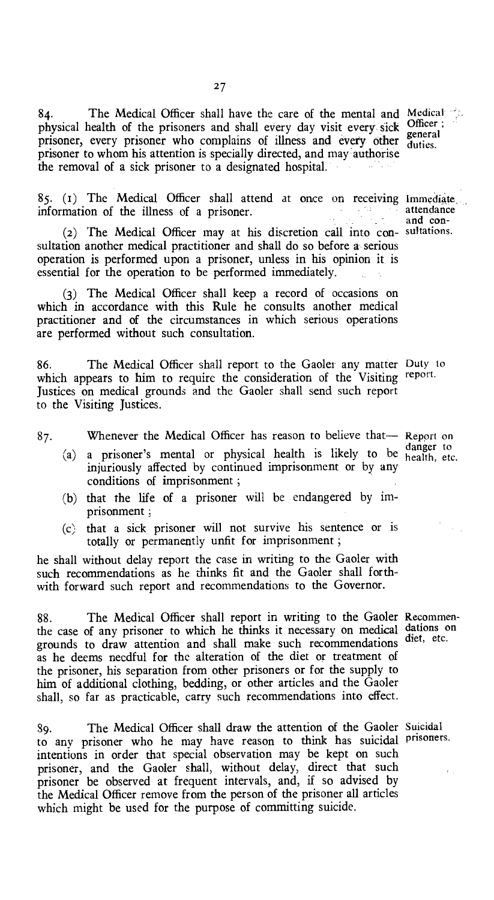84. The Medical Officer shall have the care of the mental and physical health of the prisoners and shall every day visit every sick prisoner, every prisoner who complains of illness and every other prisoner to whom his attention is specially directed, and may authorise the removal of a sick prisoner to a designated hospital.

*Medical Officer; general duties.*

85. (1) The Medical Officer shall attend at once on receiving information of the illness of a prisoner.

*Immediate attendance and consultations.*

(2) The Medical Officer may at his discretion call into consultation another medical practitioner and shall do so before a serious operation is performed upon a prisoner, unless in his opinion it is essential for the operation to be performed immediately.

(3) The Medical Officer shall keep a record of occasions on which in accordance with this Rule he consults another medical practitioner and of the circumstances in which serious operations are performed without such consultation.

86. The Medical Officer shall report to the Gaoler any matter which appears to him to require the consideration of the Visiting Justices on medical grounds and the Gaoler shall send such report to the Visiting Justices.

*Duty to report.*

87. Whenever the Medical Officer has reason to believe that—

*Report on danger to health, etc.*

(a) a prisoner's mental or physical health is likely to be injuriously affected by continued imprisonment or by any conditions of imprisonment;

(b) that the life of a prisoner will be endangered by imprisonment;

(c) that a sick prisoner will not survive his sentence or is totally or permanently unfit for imprisonment;

he shall without delay report the case in writing to the Gaoler with such recommendations as he thinks fit and the Gaoler shall forthwith forward such report and recommendations to the Governor.

88. The Medical Officer shall report in writing to the Gaoler the case of any prisoner to which he thinks it necessary on medical grounds to draw attention and shall make such recommendations as he deems needful for the alteration of the diet or treatment of the prisoner, his separation from other prisoners or for the supply to him of additional clothing, bedding, or other articles and the Gaoler shall, so far as practicable, carry such recommendations into effect.

*Recommendations on diet, etc.*

89. The Medical Officer shall draw the attention of the Gaoler to any prisoner who he may have reason to think has suicidal intentions in order that special observation may be kept on such prisoner, and the Gaoler shall, without delay, direct that such prisoner be observed at frequent intervals, and, if so advised by the Medical Officer remove from the person of the prisoner all articles which might be used for the purpose of committing suicide.

*Suicidal prisoners.*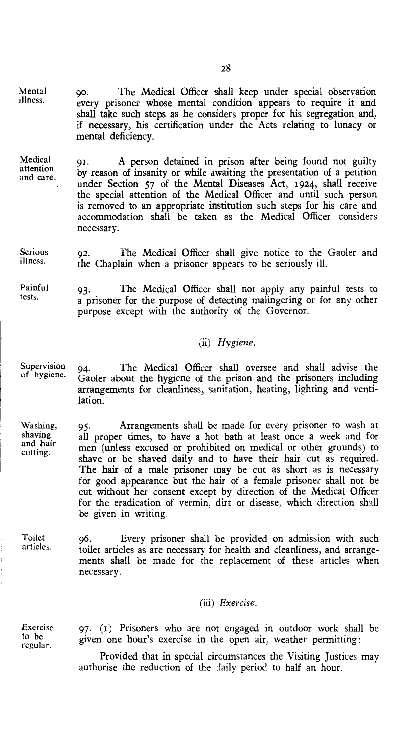**Mental illness.**

90. The Medical Officer shall keep under special observation every prisoner whose mental condition appears to require it and shall take such steps as he considers proper for his segregation and, if necessary, his certification under the Acts relating to lunacy or mental deficiency.

**Medical attention and care.**

91. A person detained in prison after being found not guilty by reason of insanity or while awaiting the presentation of a petition under Section 57 of the Mental Diseases Act, 1924, shall receive the special attention of the Medical Officer and until such person is removed to an appropriate institution such steps for his care and accommodation shall be taken as the Medical Officer considers necessary.

**Serious illness.**

92. The Medical Officer shall give notice to the Gaoler and the Chaplain when a prisoner appears to be seriously ill.

**Painful tests.**

93. The Medical Officer shall not apply any painful tests to a prisoner for the purpose of detecting malingering or for any other purpose except with the authority of the Governor.

### (ii) *Hygiene.*

**Supervision of hygiene.**

94. The Medical Officer shall oversee and shall advise the Gaoler about the hygiene of the prison and the prisoners including arrangements for cleanliness, sanitation, heating, lighting and ventilation.

**Washing, shaving and hair cutting.**

95. Arrangements shall be made for every prisoner to wash at all proper times, to have a hot bath at least once a week and for men (unless excused or prohibited on medical or other grounds) to shave or be shaved daily and to have their hair cut as required. The hair of a male prisoner may be cut as short as is necessary for good appearance but the hair of a female prisoner shall not be cut without her consent except by direction of the Medical Officer for the eradication of vermin, dirt or disease, which direction shall be given in writing.

**Toilet articles.**

96. Every prisoner shall be provided on admission with such toilet articles as are necessary for health and cleanliness, and arrangements shall be made for the replacement of these articles when necessary.

### (iii) *Exercise.*

**Exercise to be regular.**

97. (1) Prisoners who are not engaged in outdoor work shall be given one hour's exercise in the open air, weather permitting:

Provided that in special circumstances the Visiting Justices may authorise the reduction of the daily period to half an hour.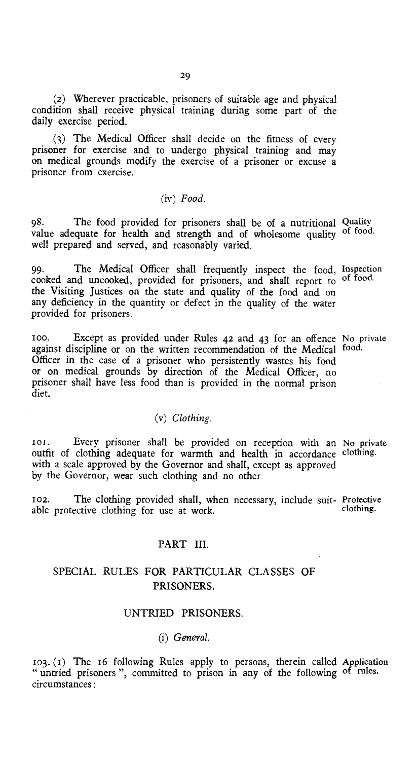(2) Wherever practicable, prisoners of suitable age and physical condition shall receive physical training during some part of the daily exercise period.

(3) The Medical Officer shall decide on the fitness of every prisoner for exercise and to undergo physical training and may on medical grounds modify the exercise of a prisoner or excuse a prisoner from exercise.

### (iv) *Food.*

98. The food provided for prisoners shall be of a nutritional value adequate for health and strength and of wholesome quality well prepared and served, and reasonably varied. **Quality of food.**

99. The Medical Officer shall frequently inspect the food, cooked and uncooked, provided for prisoners, and shall report to the Visiting Justices on the state and quality of the food and on any deficiency in the quantity or defect in the quality of the water provided for prisoners. **Inspection of food.**

100. Except as provided under Rules 42 and 43 for an offence against discipline or on the written recommendation of the Medical Officer in the case of a prisoner who persistently wastes his food or on medical grounds by direction of the Medical Officer, no prisoner shall have less food than is provided in the normal prison diet. **No private food.**

### (v) *Clothing.*

101. Every prisoner shall be provided on reception with an outfit of clothing adequate for warmth and health in accordance with a scale approved by the Governor and shall, except as approved by the Governor, wear such clothing and no other **No private clothing.**

102. The clothing provided shall, when necessary, include suitable protective clothing for use at work. **Protective clothing.**

## PART III.

## SPECIAL RULES FOR PARTICULAR CLASSES OF PRISONERS.

### UNTRIED PRISONERS.

### (i) *General.*

103. (1) The 16 following Rules apply to persons, therein called "untried prisoners", committed to prison in any of the following circumstances: **Application of rules.**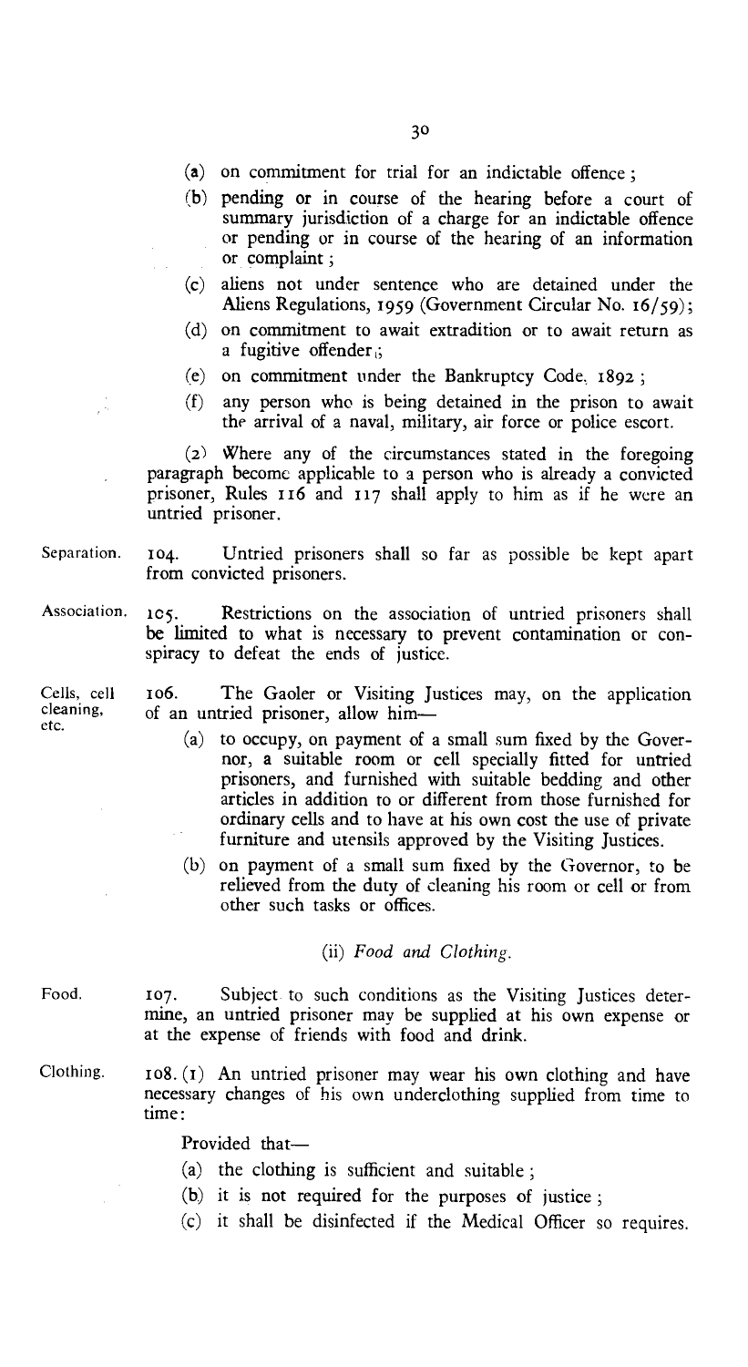(a) on commitment for trial for an indictable offence;

(b) pending or in course of the hearing before a court of summary jurisdiction of a charge for an indictable offence or pending or in course of the hearing of an information or complaint;

(c) aliens not under sentence who are detained under the Aliens Regulations, 1959 (Government Circular No. 16/59);

(d) on commitment to await extradition or to await return as a fugitive offender;

(e) on commitment under the Bankruptcy Code, 1892;

(f) any person who is being detained in the prison to await the arrival of a naval, military, air force or police escort.

(2) Where any of the circumstances stated in the foregoing paragraph become applicable to a person who is already a convicted prisoner, Rules 116 and 117 shall apply to him as if he were an untried prisoner.

Separation. 104. Untried prisoners shall so far as possible be kept apart from convicted prisoners.

Association. 105. Restrictions on the association of untried prisoners shall be limited to what is necessary to prevent contamination or conspiracy to defeat the ends of justice.

Cells, cell cleaning, etc. 106. The Gaoler or Visiting Justices may, on the application of an untried prisoner, allow him—

(a) to occupy, on payment of a small sum fixed by the Governor, a suitable room or cell specially fitted for untried prisoners, and furnished with suitable bedding and other articles in addition to or different from those furnished for ordinary cells and to have at his own cost the use of private furniture and utensils approved by the Visiting Justices.

(b) on payment of a small sum fixed by the Governor, to be relieved from the duty of cleaning his room or cell or from other such tasks or offices.

(ii) *Food and Clothing.*

Food. 107. Subject to such conditions as the Visiting Justices determine, an untried prisoner may be supplied at his own expense or at the expense of friends with food and drink.

Clothing. 108. (1) An untried prisoner may wear his own clothing and have necessary changes of his own underclothing supplied from time to time:

Provided that—

(a) the clothing is sufficient and suitable;

(b) it is not required for the purposes of justice;

(c) it shall be disinfected if the Medical Officer so requires.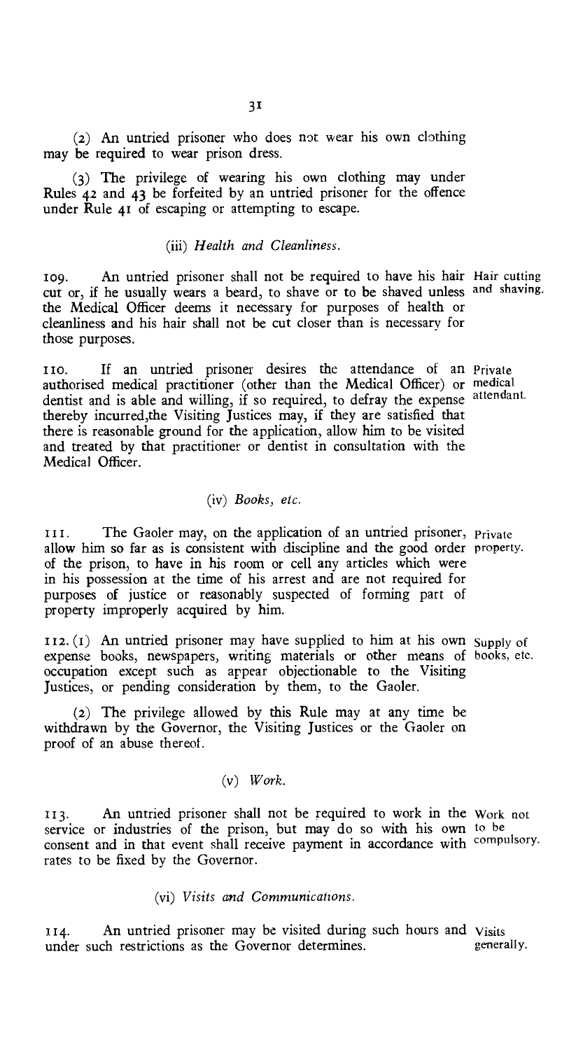(2) An untried prisoner who does not wear his own clothing may be required to wear prison dress.

(3) The privilege of wearing his own clothing may under Rules 42 and 43 be forfeited by an untried prisoner for the offence under Rule 41 of escaping or attempting to escape.

### (iii) *Health and Cleanliness.*

109. An untried prisoner shall not be required to have his hair cut or, if he usually wears a beard, to shave or to be shaved unless the Medical Officer deems it necessary for purposes of health or cleanliness and his hair shall not be cut closer than is necessary for those purposes. *Hair cutting and shaving.*

110. If an untried prisoner desires the attendance of an authorised medical practitioner (other than the Medical Officer) or dentist and is able and willing, if so required, to defray the expense thereby incurred, the Visiting Justices may, if they are satisfied that there is reasonable ground for the application, allow him to be visited and treated by that practitioner or dentist in consultation with the Medical Officer. *Private medical attendant.*

### (iv) *Books, etc.*

111. The Gaoler may, on the application of an untried prisoner, allow him so far as is consistent with discipline and the good order of the prison, to have in his room or cell any articles which were in his possession at the time of his arrest and are not required for purposes of justice or reasonably suspected of forming part of property improperly acquired by him. *Private property.*

112. (1) An untried prisoner may have supplied to him at his own expense books, newspapers, writing materials or other means of occupation except such as appear objectionable to the Visiting Justices, or pending consideration by them, to the Gaoler. *Supply of books, etc.*

(2) The privilege allowed by this Rule may at any time be withdrawn by the Governor, the Visiting Justices or the Gaoler on proof of an abuse thereof.

### (v) *Work.*

113. An untried prisoner shall not be required to work in the service or industries of the prison, but may do so with his own consent and in that event shall receive payment in accordance with rates to be fixed by the Governor. *Work not to be compulsory.*

### (vi) *Visits and Communications.*

114. An untried prisoner may be visited during such hours and under such restrictions as the Governor determines. *Visits generally.*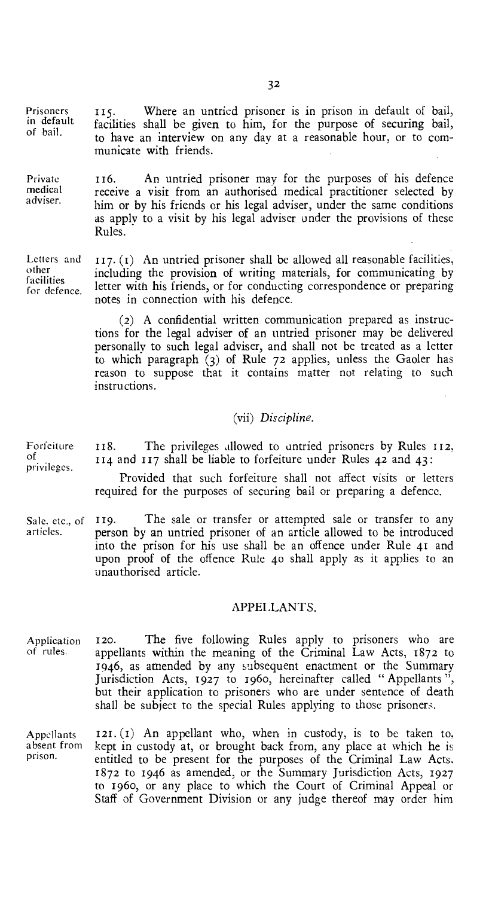**Prisoners in default of bail.** 115. Where an untried prisoner is in prison in default of bail, facilities shall be given to him, for the purpose of securing bail, to have an interview on any day at a reasonable hour, or to communicate with friends.

**Private medical adviser.** 116. An untried prisoner may for the purposes of his defence receive a visit from an authorised medical practitioner selected by him or by his friends or his legal adviser, under the same conditions as apply to a visit by his legal adviser under the provisions of these Rules.

**Letters and other facilities for defence.** 117. (1) An untried prisoner shall be allowed all reasonable facilities, including the provision of writing materials, for communicating by letter with his friends, or for conducting correspondence or preparing notes in connection with his defence.

(2) A confidential written communication prepared as instructions for the legal adviser of an untried prisoner may be delivered personally to such legal adviser, and shall not be treated as a letter to which paragraph (3) of Rule 72 applies, unless the Gaoler has reason to suppose that it contains matter not relating to such instructions.

### (vii) *Discipline.*

**Forfeiture of privileges.** 118. The privileges allowed to untried prisoners by Rules 112, 114 and 117 shall be liable to forfeiture under Rules 42 and 43:

Provided that such forfeiture shall not affect visits or letters required for the purposes of securing bail or preparing a defence.

**Sale, etc., of articles.** 119. The sale or transfer or attempted sale or transfer to any person by an untried prisoner of an article allowed to be introduced into the prison for his use shall be an offence under Rule 41 and upon proof of the offence Rule 40 shall apply as it applies to an unauthorised article.

## APPELLANTS.

**Application of rules.** 120. The five following Rules apply to prisoners who are appellants within the meaning of the Criminal Law Acts, 1872 to 1946, as amended by any subsequent enactment or the Summary Jurisdiction Acts, 1927 to 1960, hereinafter called "Appellants", but their application to prisoners who are under sentence of death shall be subject to the special Rules applying to those prisoners.

**Appellants absent from prison.** 121. (1) An appellant who, when in custody, is to be taken to, kept in custody at, or brought back from, any place at which he is entitled to be present for the purposes of the Criminal Law Acts, 1872 to 1946 as amended, or the Summary Jurisdiction Acts, 1927 to 1960, or any place to which the Court of Criminal Appeal or Staff of Government Division or any judge thereof may order him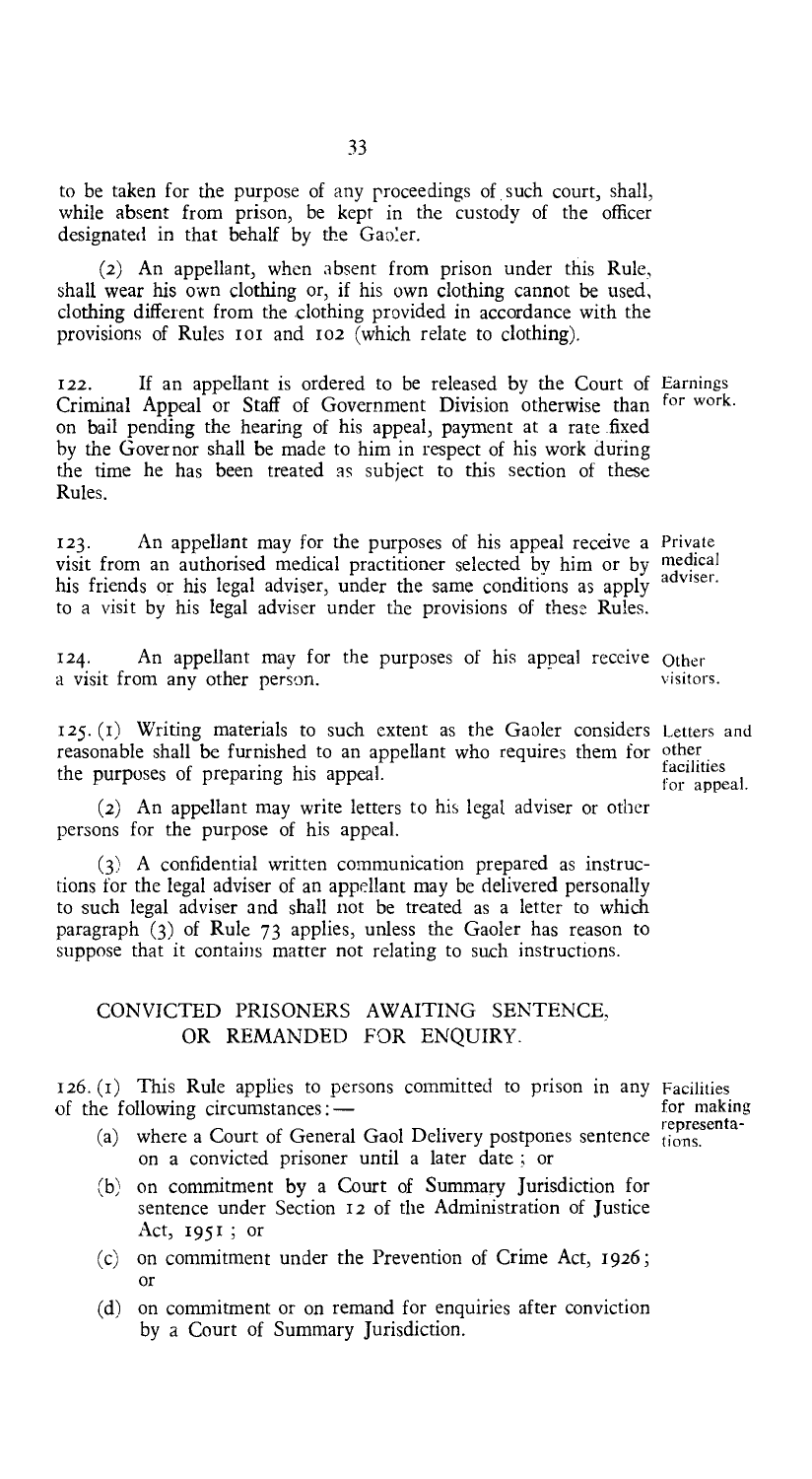to be taken for the purpose of any proceedings of such court, shall, while absent from prison, be kept in the custody of the officer designated in that behalf by the Gaoler.

(2) An appellant, when absent from prison under this Rule, shall wear his own clothing or, if his own clothing cannot be used, clothing different from the clothing provided in accordance with the provisions of Rules 101 and 102 (which relate to clothing).

**Earnings for work.**

122. If an appellant is ordered to be released by the Court of Criminal Appeal or Staff of Government Division otherwise than on bail pending the hearing of his appeal, payment at a rate fixed by the Governor shall be made to him in respect of his work during the time he has been treated as subject to this section of these Rules.

**Private medical adviser.**

123. An appellant may for the purposes of his appeal receive a visit from an authorised medical practitioner selected by him or by his friends or his legal adviser, under the same conditions as apply to a visit by his legal adviser under the provisions of these Rules.

**Other visitors.**

124. An appellant may for the purposes of his appeal receive a visit from any other person.

**Letters and other facilities for appeal.**

125. (1) Writing materials to such extent as the Gaoler considers reasonable shall be furnished to an appellant who requires them for the purposes of preparing his appeal.

(2) An appellant may write letters to his legal adviser or other persons for the purpose of his appeal.

(3) A confidential written communication prepared as instructions for the legal adviser of an appellant may be delivered personally to such legal adviser and shall not be treated as a letter to which paragraph (3) of Rule 73 applies, unless the Gaoler has reason to suppose that it contains matter not relating to such instructions.

## CONVICTED PRISONERS AWAITING SENTENCE, OR REMANDED FOR ENQUIRY.

**Facilities for making representations.**

126. (1) This Rule applies to persons committed to prison in any of the following circumstances:—

(a) where a Court of General Gaol Delivery postpones sentence on a convicted prisoner until a later date; or

(b) on commitment by a Court of Summary Jurisdiction for sentence under Section 12 of the Administration of Justice Act, 1951; or

(c) on commitment under the Prevention of Crime Act, 1926; or

(d) on commitment or on remand for enquiries after conviction by a Court of Summary Jurisdiction.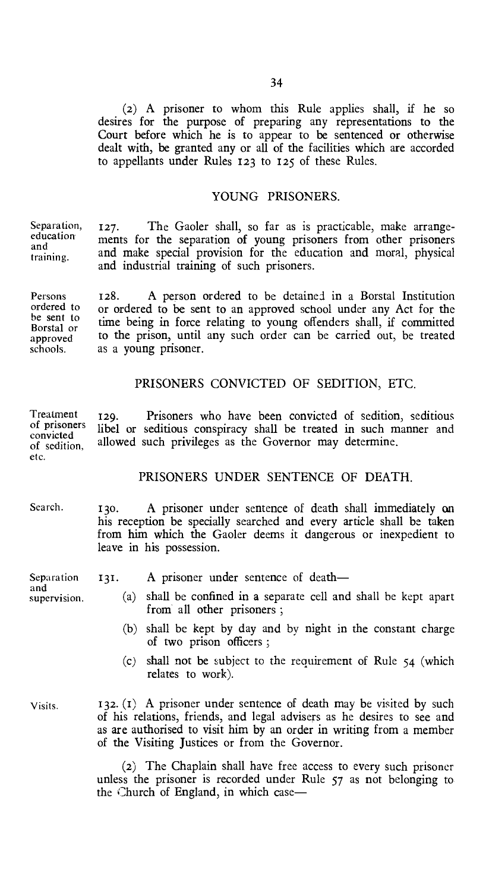(2) A prisoner to whom this Rule applies shall, if he so desires for the purpose of preparing any representations to the Court before which he is to appear to be sentenced or otherwise dealt with, be granted any or all of the facilities which are accorded to appellants under Rules 123 to 125 of these Rules.

## YOUNG PRISONERS.

*Separation, education and training.*

127. The Gaoler shall, so far as is practicable, make arrangements for the separation of young prisoners from other prisoners and make special provision for the education and moral, physical and industrial training of such prisoners.

*Persons ordered to be sent to Borstal or approved schools.*

128. A person ordered to be detained in a Borstal Institution or ordered to be sent to an approved school under any Act for the time being in force relating to young offenders shall, if committed to the prison, until any such order can be carried out, be treated as a young prisoner.

## PRISONERS CONVICTED OF SEDITION, ETC.

*Treatment of prisoners convicted of sedition, etc.*

129. Prisoners who have been convicted of sedition, seditious libel or seditious conspiracy shall be treated in such manner and allowed such privileges as the Governor may determine.

## PRISONERS UNDER SENTENCE OF DEATH.

*Search.*

130. A prisoner under sentence of death shall immediately on his reception be specially searched and every article shall be taken from him which the Gaoler deems it dangerous or inexpedient to leave in his possession.

*Separation and supervision.*

131. A prisoner under sentence of death—

(a) shall be confined in a separate cell and shall be kept apart from all other prisoners ;

(b) shall be kept by day and by night in the constant charge of two prison officers ;

(c) shall not be subject to the requirement of Rule 54 (which relates to work).

*Visits.*

132. (1) A prisoner under sentence of death may be visited by such of his relations, friends, and legal advisers as he desires to see and as are authorised to visit him by an order in writing from a member of the Visiting Justices or from the Governor.

(2) The Chaplain shall have free access to every such prisoner unless the prisoner is recorded under Rule 57 as not belonging to the Church of England, in which case—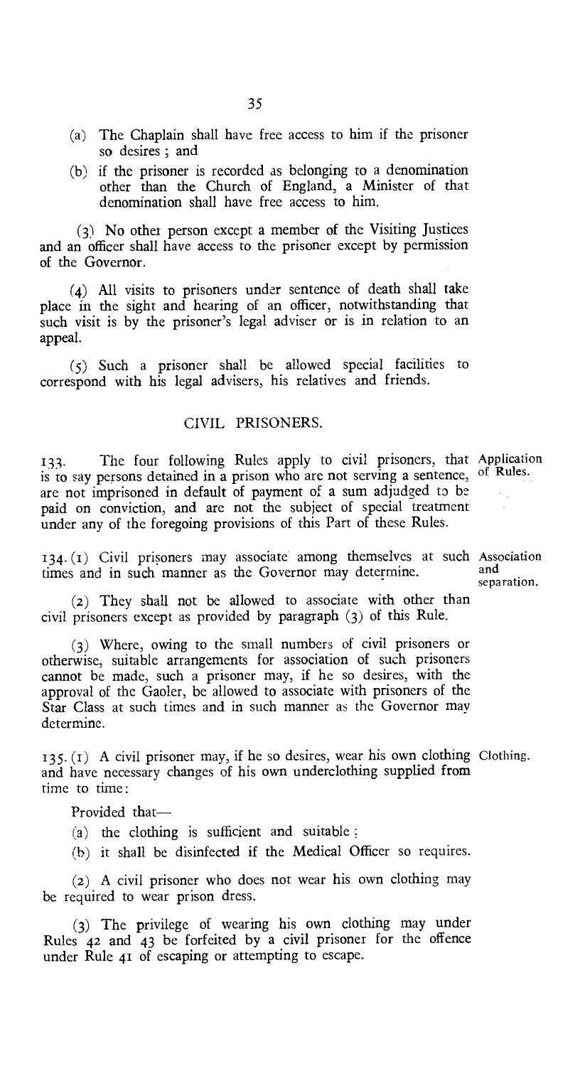(a) The Chaplain shall have free access to him if the prisoner so desires; and

(b) if the prisoner is recorded as belonging to a denomination other than the Church of England, a Minister of that denomination shall have free access to him.

(3) No other person except a member of the Visiting Justices and an officer shall have access to the prisoner except by permission of the Governor.

(4) All visits to prisoners under sentence of death shall take place in the sight and hearing of an officer, notwithstanding that such visit is by the prisoner's legal adviser or is in relation to an appeal.

(5) Such a prisoner shall be allowed special facilities to correspond with his legal advisers, his relatives and friends.

## CIVIL PRISONERS.

133. The four following Rules apply to civil prisoners, that is to say persons detained in a prison who are not serving a sentence, are not imprisoned in default of payment of a sum adjudged to be paid on conviction, and are not the subject of special treatment under any of the foregoing provisions of this Part of these Rules. *Application of Rules.*

134. (1) Civil prisoners may associate among themselves at such times and in such manner as the Governor may determine. *Association and separation.*

(2) They shall not be allowed to associate with other than civil prisoners except as provided by paragraph (3) of this Rule.

(3) Where, owing to the small numbers of civil prisoners or otherwise, suitable arrangements for association of such prisoners cannot be made, such a prisoner may, if he so desires, with the approval of the Gaoler, be allowed to associate with prisoners of the Star Class at such times and in such manner as the Governor may determine.

135. (1) A civil prisoner may, if he so desires, wear his own clothing and have necessary changes of his own underclothing supplied from time to time: *Clothing.*

Provided that—

(a) the clothing is sufficient and suitable;

(b) it shall be disinfected if the Medical Officer so requires.

(2) A civil prisoner who does not wear his own clothing may be required to wear prison dress.

(3) The privilege of wearing his own clothing may under Rules 42 and 43 be forfeited by a civil prisoner for the offence under Rule 41 of escaping or attempting to escape.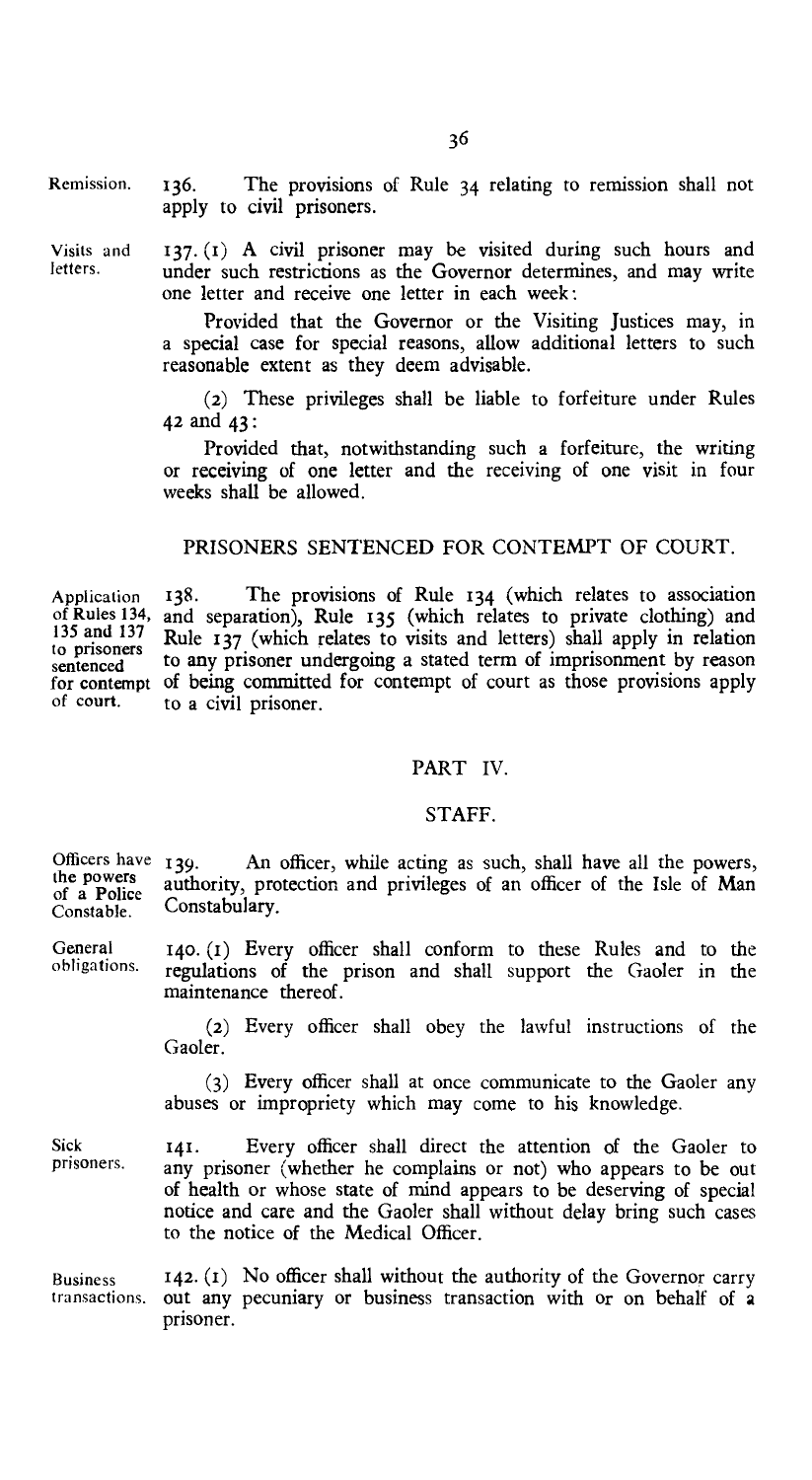**Remission.** 136. The provisions of Rule 34 relating to remission shall not apply to civil prisoners.

**Visits and letters.** 137. (1) A civil prisoner may be visited during such hours and under such restrictions as the Governor determines, and may write one letter and receive one letter in each week:

Provided that the Governor or the Visiting Justices may, in a special case for special reasons, allow additional letters to such reasonable extent as they deem advisable.

(2) These privileges shall be liable to forfeiture under Rules 42 and 43:

Provided that, notwithstanding such a forfeiture, the writing or receiving of one letter and the receiving of one visit in four weeks shall be allowed.

## PRISONERS SENTENCED FOR CONTEMPT OF COURT.

**Application of Rules 134, 135 and 137 to prisoners sentenced for contempt of court.** 138. The provisions of Rule 134 (which relates to association and separation), Rule 135 (which relates to private clothing) and Rule 137 (which relates to visits and letters) shall apply in relation to any prisoner undergoing a stated term of imprisonment by reason of being committed for contempt of court as those provisions apply to a civil prisoner.

## PART IV.

## STAFF.

**Officers have the powers of a Police Constable.** 139. An officer, while acting as such, shall have all the powers, authority, protection and privileges of an officer of the Isle of Man Constabulary.

**General obligations.** 140. (1) Every officer shall conform to these Rules and to the regulations of the prison and shall support the Gaoler in the maintenance thereof.

(2) Every officer shall obey the lawful instructions of the Gaoler.

(3) Every officer shall at once communicate to the Gaoler any abuses or impropriety which may come to his knowledge.

**Sick prisoners.** 141. Every officer shall direct the attention of the Gaoler to any prisoner (whether he complains or not) who appears to be out of health or whose state of mind appears to be deserving of special notice and care and the Gaoler shall without delay bring such cases to the notice of the Medical Officer.

**Business transactions.** 142. (1) No officer shall without the authority of the Governor carry out any pecuniary or business transaction with or on behalf of a prisoner.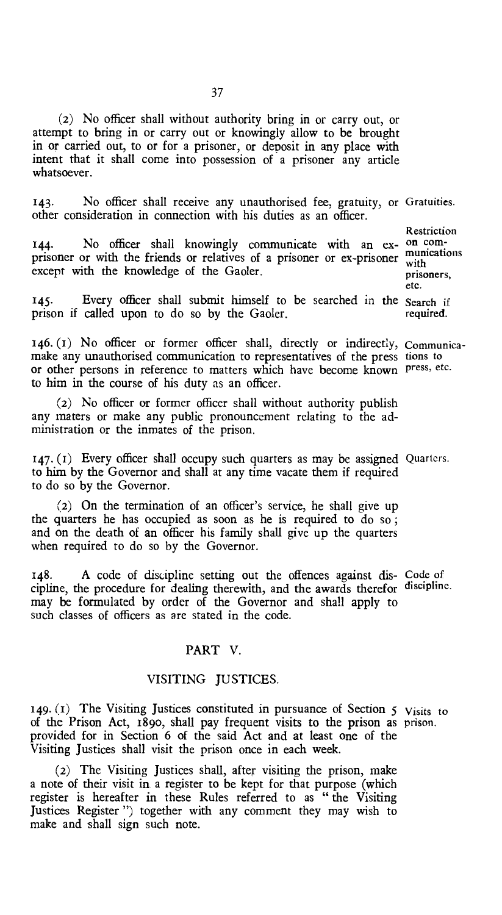(2) No officer shall without authority bring in or carry out, or attempt to bring in or carry out or knowingly allow to be brought in or carried out, to or for a prisoner, or deposit in any place with intent that it shall come into possession of a prisoner any article whatsoever.

143. No officer shall receive any unauthorised fee, gratuity, or other consideration in connection with his duties as an officer. Gratuities.

144. No officer shall knowingly communicate with an ex-prisoner or with the friends or relatives of a prisoner or ex-prisoner except with the knowledge of the Gaoler. Restriction on communications with prisoners, etc.

145. Every officer shall submit himself to be searched in the prison if called upon to do so by the Gaoler. Search if required.

146. (1) No officer or former officer shall, directly or indirectly, make any unauthorised communication to representatives of the press or other persons in reference to matters which have become known to him in the course of his duty as an officer. Communications to press, etc.

(2) No officer or former officer shall without authority publish any maters or make any public pronouncement relating to the administration or the inmates of the prison.

147. (1) Every officer shall occupy such quarters as may be assigned to him by the Governor and shall at any time vacate them if required to do so by the Governor. Quarters.

(2) On the termination of an officer's service, he shall give up the quarters he has occupied as soon as he is required to do so; and on the death of an officer his family shall give up the quarters when required to do so by the Governor.

148. A code of discipline setting out the offences against discipline, the procedure for dealing therewith, and the awards therefor may be formulated by order of the Governor and shall apply to such classes of officers as are stated in the code. Code of discipline.

## PART V.

## VISITING JUSTICES.

149. (1) The Visiting Justices constituted in pursuance of Section 5 of the Prison Act, 1890, shall pay frequent visits to the prison as provided for in Section 6 of the said Act and at least one of the Visiting Justices shall visit the prison once in each week. Visits to prison.

(2) The Visiting Justices shall, after visiting the prison, make a note of their visit in a register to be kept for that purpose (which register is hereafter in these Rules referred to as "the Visiting Justices Register") together with any comment they may wish to make and shall sign such note.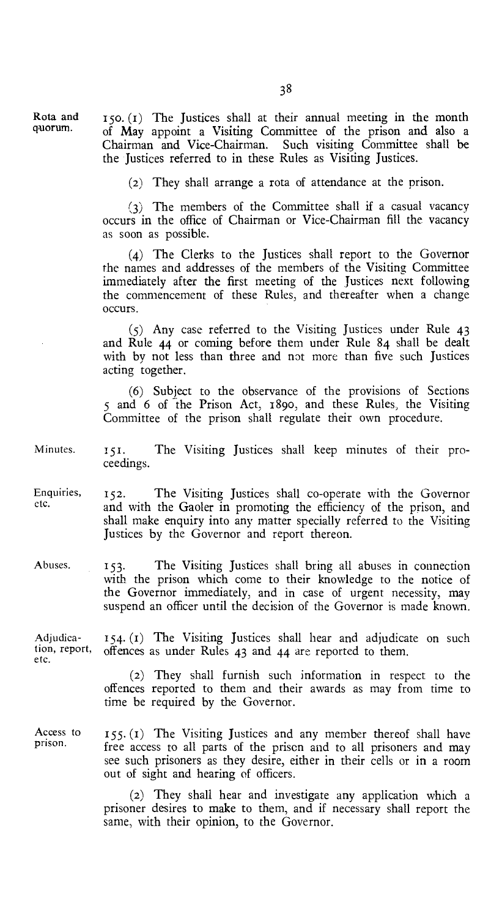**Rota and quorum.**

150. (1) The Justices shall at their annual meeting in the month of May appoint a Visiting Committee of the prison and also a Chairman and Vice-Chairman. Such visiting Committee shall be the Justices referred to in these Rules as Visiting Justices.

(2) They shall arrange a rota of attendance at the prison.

(3) The members of the Committee shall if a casual vacancy occurs in the office of Chairman or Vice-Chairman fill the vacancy as soon as possible.

(4) The Clerks to the Justices shall report to the Governor the names and addresses of the members of the Visiting Committee immediately after the first meeting of the Justices next following the commencement of these Rules, and thereafter when a change occurs.

(5) Any case referred to the Visiting Justices under Rule 43 and Rule 44 or coming before them under Rule 84 shall be dealt with by not less than three and not more than five such Justices acting together.

(6) Subject to the observance of the provisions of Sections 5 and 6 of the Prison Act, 1890, and these Rules, the Visiting Committee of the prison shall regulate their own procedure.

**Minutes.**

151. The Visiting Justices shall keep minutes of their proceedings.

**Enquiries, etc.**

152. The Visiting Justices shall co-operate with the Governor and with the Gaoler in promoting the efficiency of the prison, and shall make enquiry into any matter specially referred to the Visiting Justices by the Governor and report thereon.

**Abuses.**

153. The Visiting Justices shall bring all abuses in connection with the prison which come to their knowledge to the notice of the Governor immediately, and in case of urgent necessity, may suspend an officer until the decision of the Governor is made known.

**Adjudication, report, etc.**

154. (1) The Visiting Justices shall hear and adjudicate on such offences as under Rules 43 and 44 are reported to them.

(2) They shall furnish such information in respect to the offences reported to them and their awards as may from time to time be required by the Governor.

**Access to prison.**

155. (1) The Visiting Justices and any member thereof shall have free access to all parts of the prison and to all prisoners and may see such prisoners as they desire, either in their cells or in a room out of sight and hearing of officers.

(2) They shall hear and investigate any application which a prisoner desires to make to them, and if necessary shall report the same, with their opinion, to the Governor.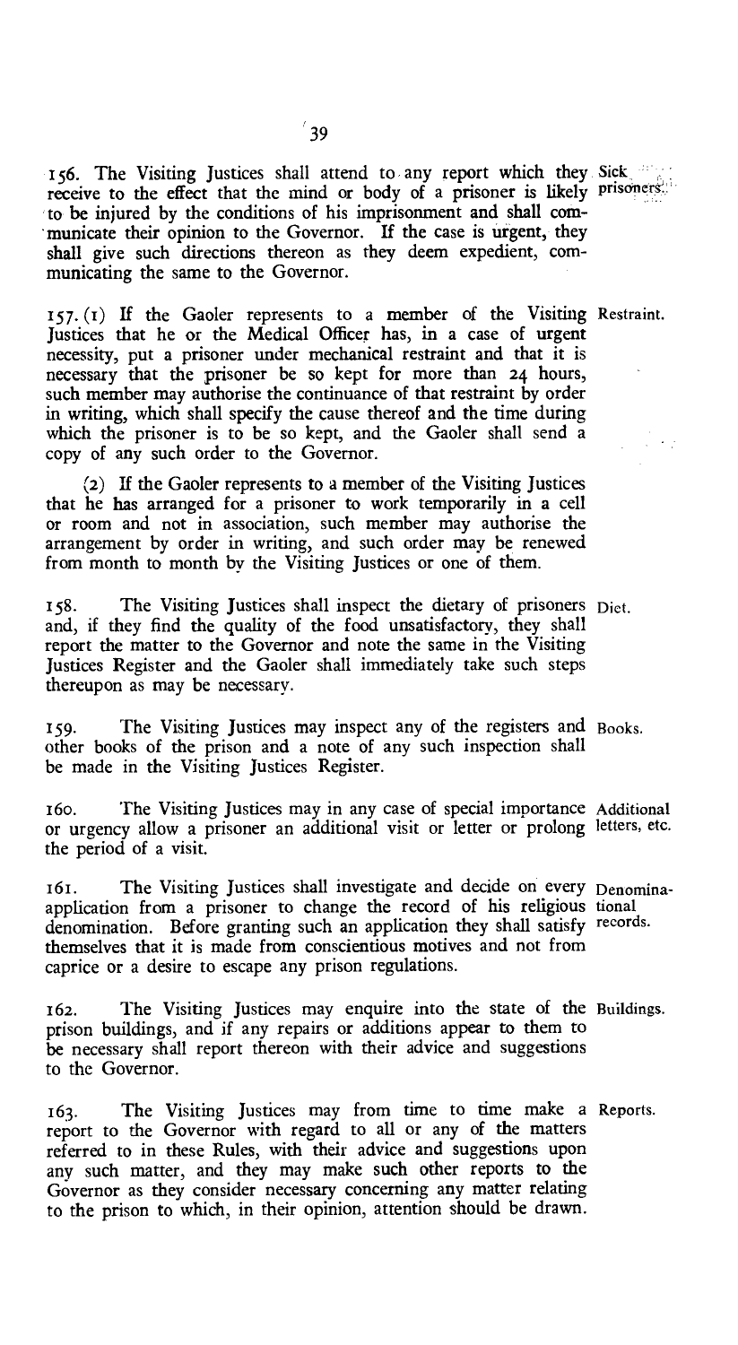156. The Visiting Justices shall attend to any report which they receive to the effect that the mind or body of a prisoner is likely to be injured by the conditions of his imprisonment and shall communicate their opinion to the Governor. If the case is urgent, they shall give such directions thereon as they deem expedient, communicating the same to the Governor. *Sick prisoners.*

157. (1) If the Gaoler represents to a member of the Visiting Justices that he or the Medical Officer has, in a case of urgent necessity, put a prisoner under mechanical restraint and that it is necessary that the prisoner be so kept for more than 24 hours, such member may authorise the continuance of that restraint by order in writing, which shall specify the cause thereof and the time during which the prisoner is to be so kept, and the Gaoler shall send a copy of any such order to the Governor. *Restraint.*

(2) If the Gaoler represents to a member of the Visiting Justices that he has arranged for a prisoner to work temporarily in a cell or room and not in association, such member may authorise the arrangement by order in writing, and such order may be renewed from month to month by the Visiting Justices or one of them.

158. The Visiting Justices shall inspect the dietary of prisoners and, if they find the quality of the food unsatisfactory, they shall report the matter to the Governor and note the same in the Visiting Justices Register and the Gaoler shall immediately take such steps thereupon as may be necessary. *Diet.*

159. The Visiting Justices may inspect any of the registers and other books of the prison and a note of any such inspection shall be made in the Visiting Justices Register. *Books.*

160. The Visiting Justices may in any case of special importance or urgency allow a prisoner an additional visit or letter or prolong the period of a visit. *Additional letters, etc.*

161. The Visiting Justices shall investigate and decide on every application from a prisoner to change the record of his religious denomination. Before granting such an application they shall satisfy themselves that it is made from conscientious motives and not from caprice or a desire to escape any prison regulations. *Denominational records.*

162. The Visiting Justices may enquire into the state of the prison buildings, and if any repairs or additions appear to them to be necessary shall report thereon with their advice and suggestions to the Governor. *Buildings.*

163. The Visiting Justices may from time to time make a report to the Governor with regard to all or any of the matters referred to in these Rules, with their advice and suggestions upon any such matter, and they may make such other reports to the Governor as they consider necessary concerning any matter relating to the prison to which, in their opinion, attention should be drawn. *Reports.*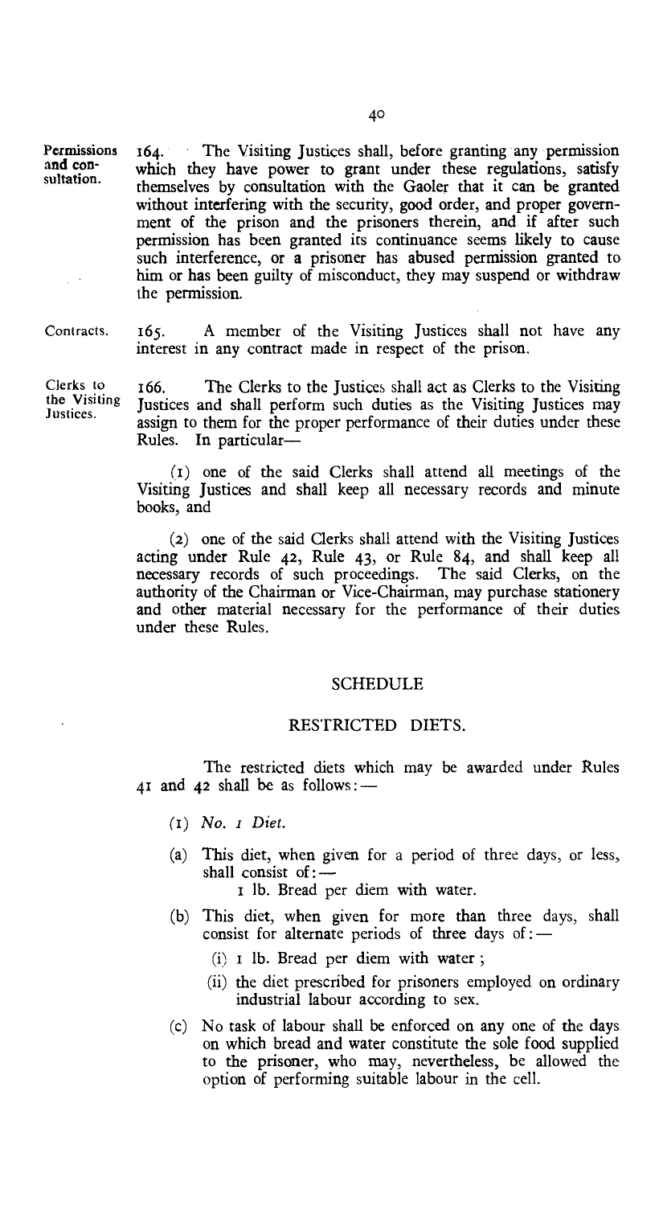**Permissions and consultation.** 164. The Visiting Justices shall, before granting any permission which they have power to grant under these regulations, satisfy themselves by consultation with the Gaoler that it can be granted without interfering with the security, good order, and proper government of the prison and the prisoners therein, and if after such permission has been granted its continuance seems likely to cause such interference, or a prisoner has abused permission granted to him or has been guilty of misconduct, they may suspend or withdraw the permission.

**Contracts.** 165. A member of the Visiting Justices shall not have any interest in any contract made in respect of the prison.

**Clerks to the Visiting Justices.** 166. The Clerks to the Justices shall act as Clerks to the Visiting Justices and shall perform such duties as the Visiting Justices may assign to them for the proper performance of their duties under these Rules. In particular—

(1) one of the said Clerks shall attend all meetings of the Visiting Justices and shall keep all necessary records and minute books, and

(2) one of the said Clerks shall attend with the Visiting Justices acting under Rule 42, Rule 43, or Rule 84, and shall keep all necessary records of such proceedings. The said Clerks, on the authority of the Chairman or Vice-Chairman, may purchase stationery and other material necessary for the performance of their duties under these Rules.

## SCHEDULE

### RESTRICTED DIETS.

The restricted diets which may be awarded under Rules 41 and 42 shall be as follows:—

(1) *No. 1 Diet.*

(a) This diet, when given for a period of three days, or less, shall consist of:—

1 lb. Bread per diem with water.

(b) This diet, when given for more than three days, shall consist for alternate periods of three days of:—

(i) 1 lb. Bread per diem with water;

(ii) the diet prescribed for prisoners employed on ordinary industrial labour according to sex.

(c) No task of labour shall be enforced on any one of the days on which bread and water constitute the sole food supplied to the prisoner, who may, nevertheless, be allowed the option of performing suitable labour in the cell.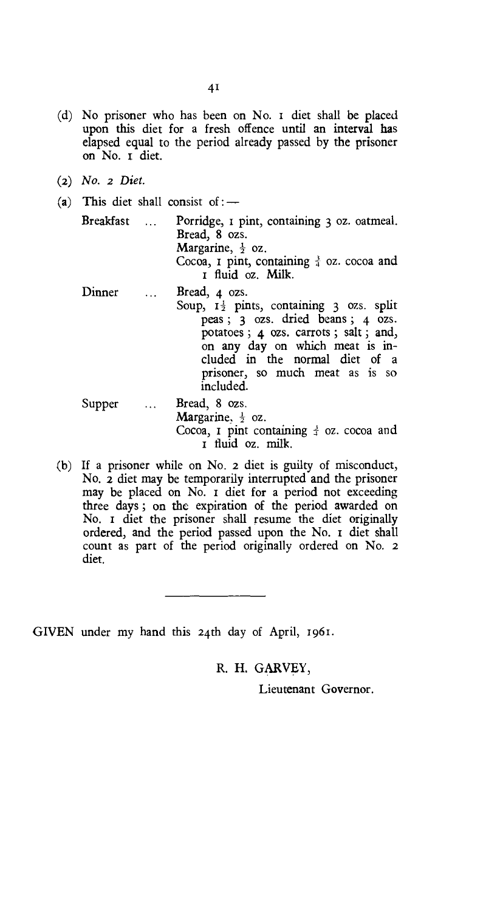(d) No prisoner who has been on No. 1 diet shall be placed upon this diet for a fresh offence until an interval has elapsed equal to the period already passed by the prisoner on No. 1 diet.

(2) *No. 2 Diet.*

(a) This diet shall consist of:—

| | | |
|---|---|---|
| Breakfast | ... | Porridge, 1 pint, containing 3 oz. oatmeal. Bread, 8 ozs. Margarine, ½ oz. Cocoa, 1 pint, containing ¾ oz. cocoa and 1 fluid oz. Milk. |
| Dinner | ... | Bread, 4 ozs. Soup, 1½ pints, containing 3 ozs. split peas; 3 ozs. dried beans; 4 ozs. potatoes; 4 ozs. carrots; salt; and, on any day on which meat is included in the normal diet of a prisoner, so much meat as is so included. |
| Supper | ... | Bread, 8 ozs. Margarine, ½ oz. Cocoa, 1 pint containing ¾ oz. cocoa and 1 fluid oz. milk. |

(b) If a prisoner while on No. 2 diet is guilty of misconduct, No. 2 diet may be temporarily interrupted and the prisoner may be placed on No. 1 diet for a period not exceeding three days; on the expiration of the period awarded on No. 1 diet the prisoner shall resume the diet originally ordered, and the period passed upon the No. 1 diet shall count as part of the period originally ordered on No. 2 diet.

---

GIVEN under my hand this 24th day of April, 1961.

R. H. GARVEY,

Lieutenant Governor.